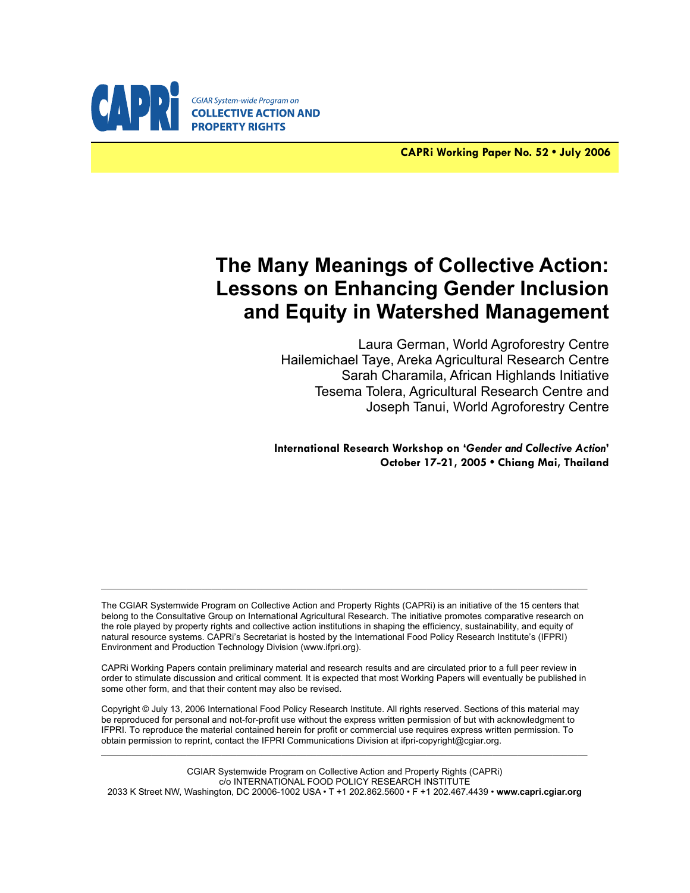CAPRi

CGIAR System-wide Program on
**COLLECTIVE ACTION AND PROPERTY RIGHTS**

**CAPRi Working Paper No. 52 • July 2006**

# The Many Meanings of Collective Action: Lessons on Enhancing Gender Inclusion and Equity in Watershed Management

Laura German, World Agroforestry Centre
Hailemichael Taye, Areka Agricultural Research Centre
Sarah Charamila, African Highlands Initiative
Tesema Tolera, Agricultural Research Centre and
Joseph Tanui, World Agroforestry Centre

**International Research Workshop on '*Gender and Collective Action*'**
**October 17-21, 2005 • Chiang Mai, Thailand**

---

The CGIAR Systemwide Program on Collective Action and Property Rights (CAPRi) is an initiative of the 15 centers that belong to the Consultative Group on International Agricultural Research. The initiative promotes comparative research on the role played by property rights and collective action institutions in shaping the efficiency, sustainability, and equity of natural resource systems. CAPRi's Secretariat is hosted by the International Food Policy Research Institute's (IFPRI) Environment and Production Technology Division (www.ifpri.org).

CAPRi Working Papers contain preliminary material and research results and are circulated prior to a full peer review in order to stimulate discussion and critical comment. It is expected that most Working Papers will eventually be published in some other form, and that their content may also be revised.

Copyright © July 13, 2006 International Food Policy Research Institute. All rights reserved. Sections of this material may be reproduced for personal and not-for-profit use without the express written permission of but with acknowledgment to IFPRI. To reproduce the material contained herein for profit or commercial use requires express written permission. To obtain permission to reprint, contact the IFPRI Communications Division at ifpri-copyright@cgiar.org.

---

CGIAR Systemwide Program on Collective Action and Property Rights (CAPRi)
c/o INTERNATIONAL FOOD POLICY RESEARCH INSTITUTE
2033 K Street NW, Washington, DC 20006-1002 USA • T +1 202.862.5600 • F +1 202.467.4439 • **www.capri.cgiar.org**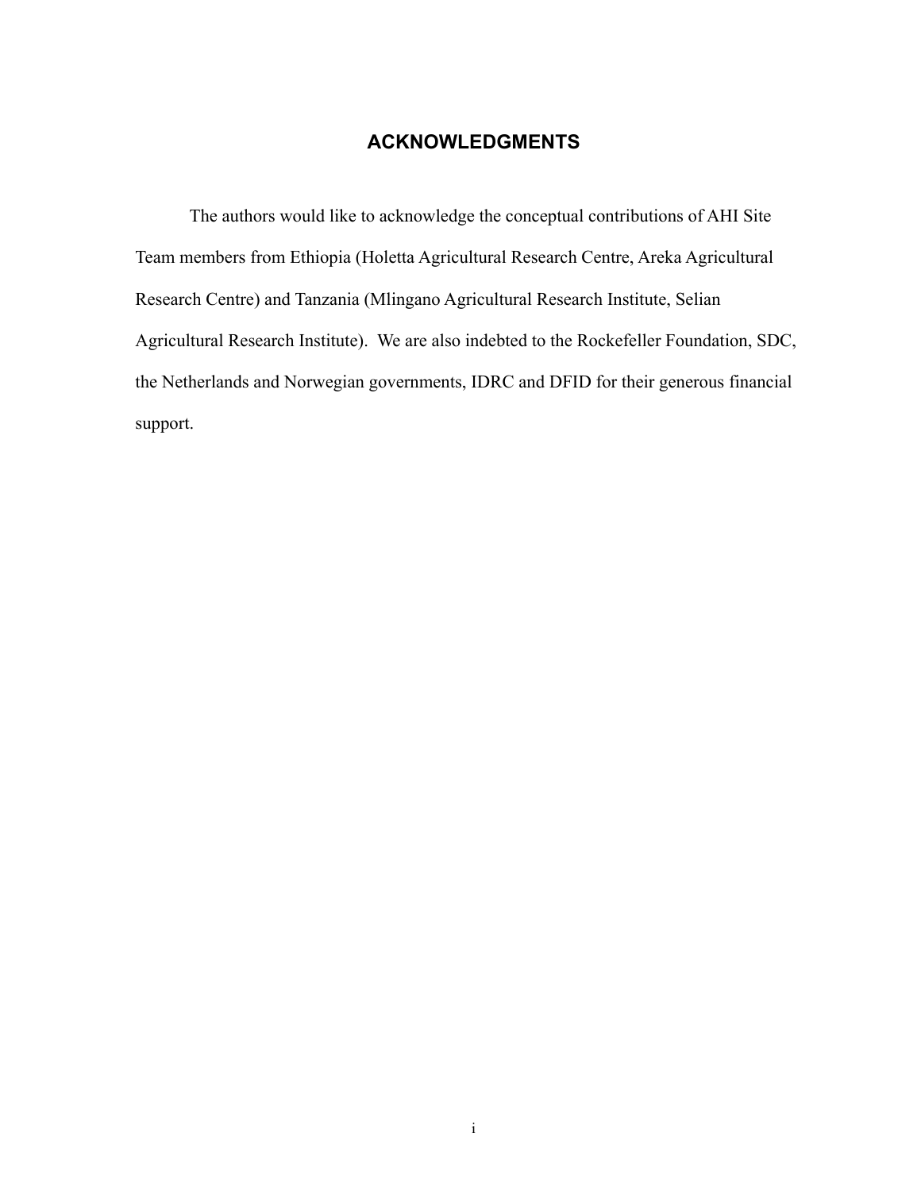## ACKNOWLEDGMENTS

The authors would like to acknowledge the conceptual contributions of AHI Site Team members from Ethiopia (Holetta Agricultural Research Centre, Areka Agricultural Research Centre) and Tanzania (Mlingano Agricultural Research Institute, Selian Agricultural Research Institute). We are also indebted to the Rockefeller Foundation, SDC, the Netherlands and Norwegian governments, IDRC and DFID for their generous financial support.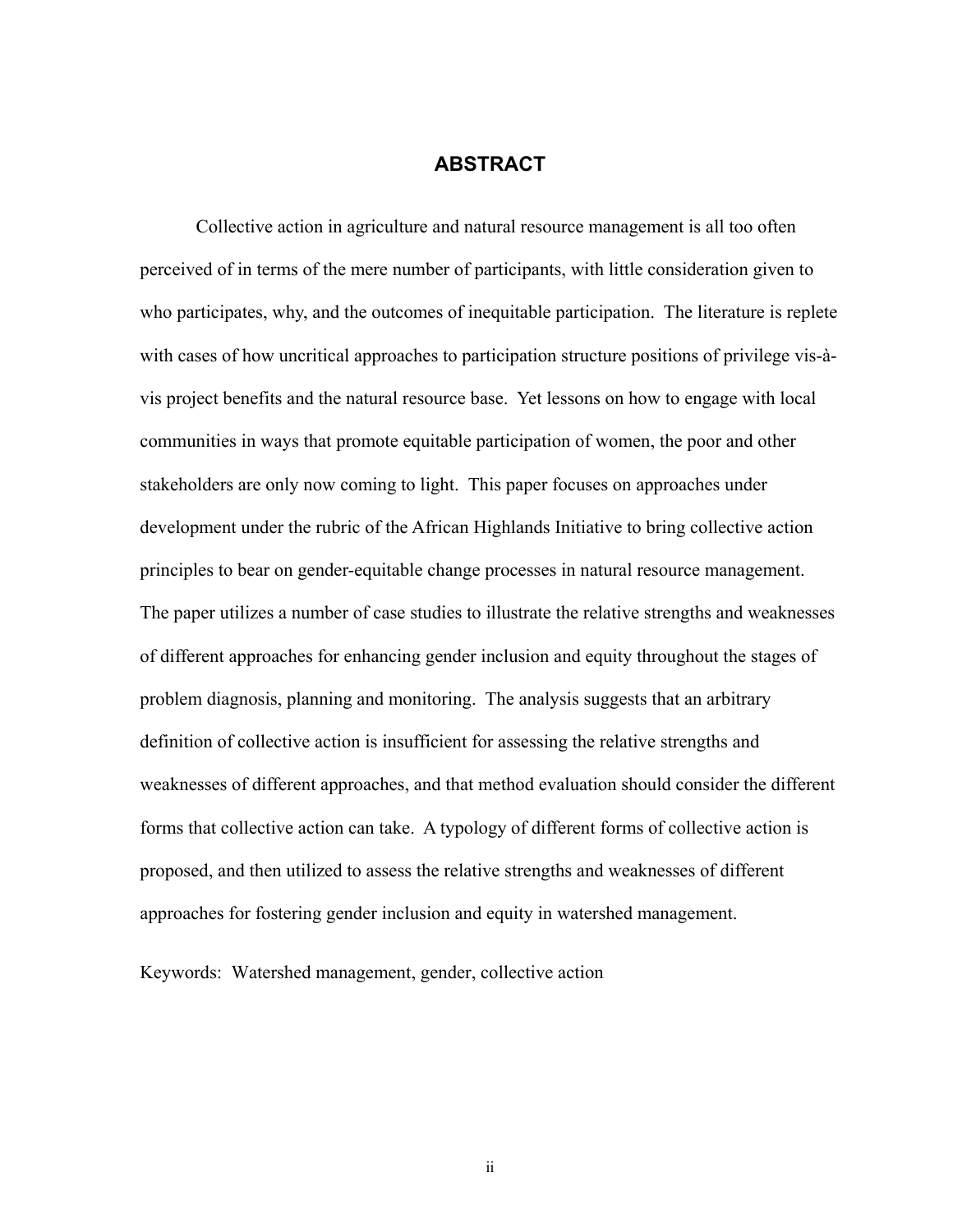## ABSTRACT

Collective action in agriculture and natural resource management is all too often perceived of in terms of the mere number of participants, with little consideration given to who participates, why, and the outcomes of inequitable participation. The literature is replete with cases of how uncritical approaches to participation structure positions of privilege vis-à-vis project benefits and the natural resource base. Yet lessons on how to engage with local communities in ways that promote equitable participation of women, the poor and other stakeholders are only now coming to light. This paper focuses on approaches under development under the rubric of the African Highlands Initiative to bring collective action principles to bear on gender-equitable change processes in natural resource management. The paper utilizes a number of case studies to illustrate the relative strengths and weaknesses of different approaches for enhancing gender inclusion and equity throughout the stages of problem diagnosis, planning and monitoring. The analysis suggests that an arbitrary definition of collective action is insufficient for assessing the relative strengths and weaknesses of different approaches, and that method evaluation should consider the different forms that collective action can take. A typology of different forms of collective action is proposed, and then utilized to assess the relative strengths and weaknesses of different approaches for fostering gender inclusion and equity in watershed management.

Keywords: Watershed management, gender, collective action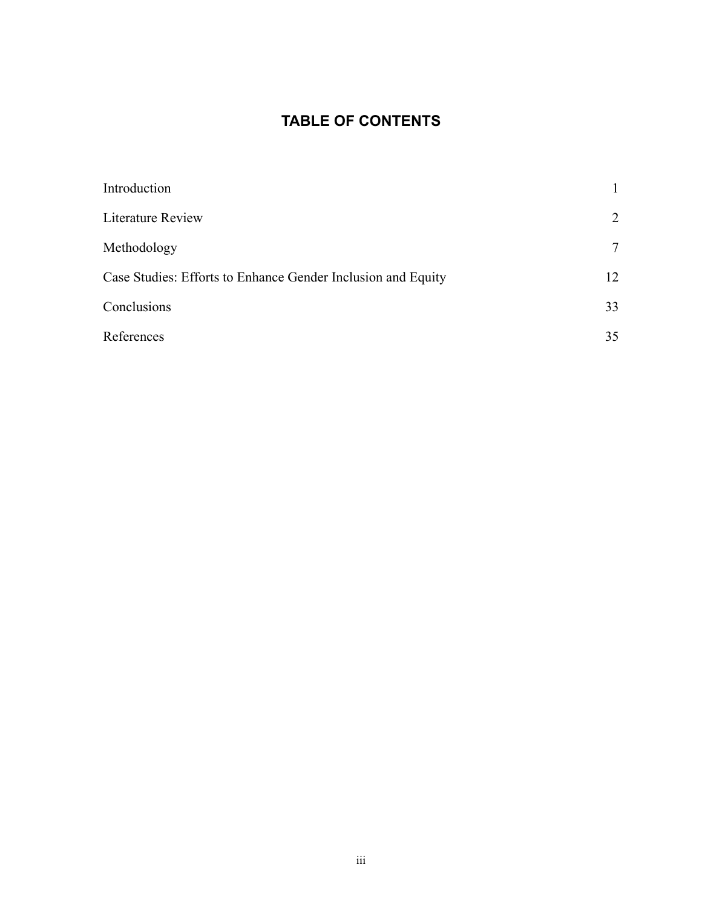# TABLE OF CONTENTS

| | |
|---|---|
| Introduction | 1 |
| Literature Review | 2 |
| Methodology | 7 |
| Case Studies: Efforts to Enhance Gender Inclusion and Equity | 12 |
| Conclusions | 33 |
| References | 35 |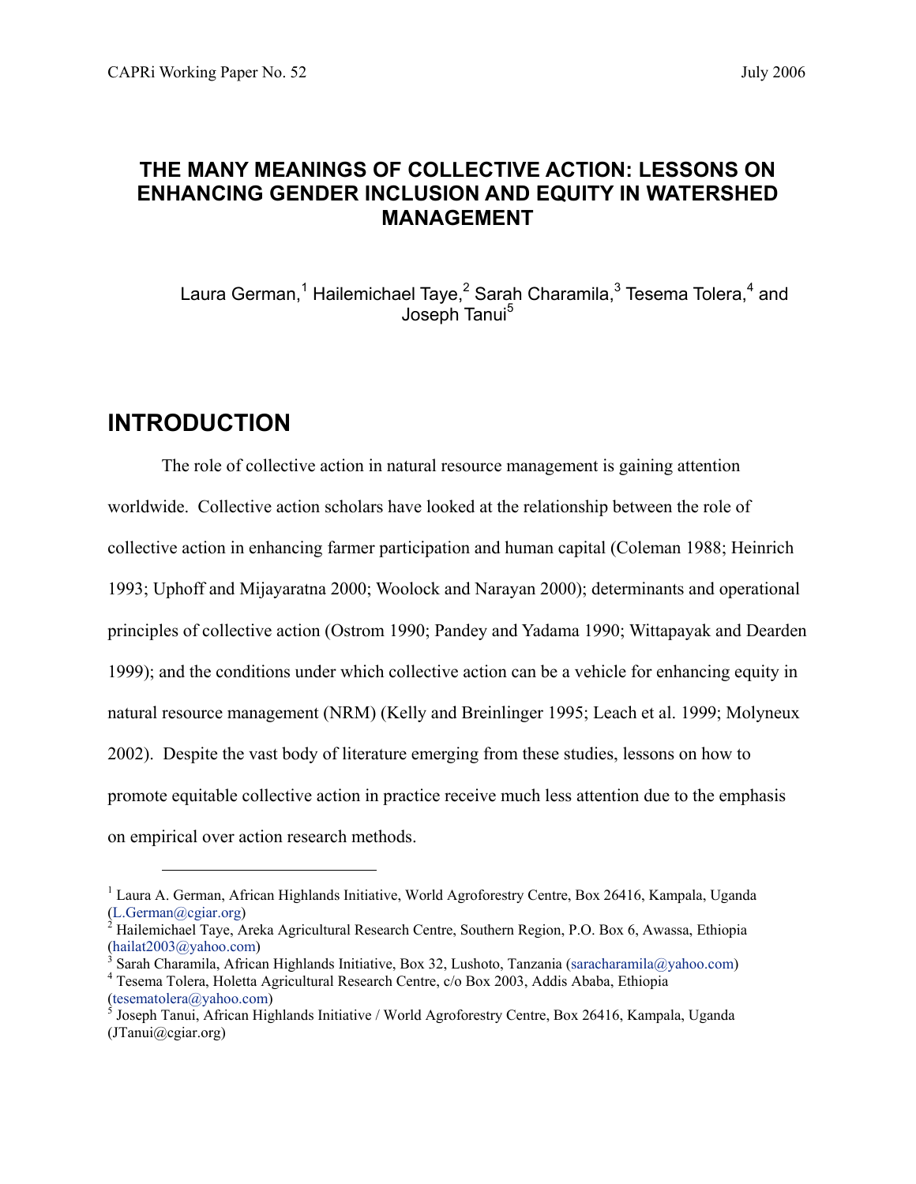# THE MANY MEANINGS OF COLLECTIVE ACTION: LESSONS ON ENHANCING GENDER INCLUSION AND EQUITY IN WATERSHED MANAGEMENT

Laura German,[1] Hailemichael Taye,[2] Sarah Charamila,[3] Tesema Tolera,[4] and Joseph Tanui[5]

## INTRODUCTION

The role of collective action in natural resource management is gaining attention worldwide. Collective action scholars have looked at the relationship between the role of collective action in enhancing farmer participation and human capital (Coleman 1988; Heinrich 1993; Uphoff and Mijayaratna 2000; Woolock and Narayan 2000); determinants and operational principles of collective action (Ostrom 1990; Pandey and Yadama 1990; Wittapayak and Dearden 1999); and the conditions under which collective action can be a vehicle for enhancing equity in natural resource management (NRM) (Kelly and Breinlinger 1995; Leach et al. 1999; Molyneux 2002). Despite the vast body of literature emerging from these studies, lessons on how to promote equitable collective action in practice receive much less attention due to the emphasis on empirical over action research methods.

---

[1] Laura A. German, African Highlands Initiative, World Agroforestry Centre, Box 26416, Kampala, Uganda (L.German@cgiar.org)

[2] Hailemichael Taye, Areka Agricultural Research Centre, Southern Region, P.O. Box 6, Awassa, Ethiopia (hailat2003@yahoo.com)

[3] Sarah Charamila, African Highlands Initiative, Box 32, Lushoto, Tanzania (saracharamila@yahoo.com)

[4] Tesema Tolera, Holetta Agricultural Research Centre, c/o Box 2003, Addis Ababa, Ethiopia (tesematolera@yahoo.com)

[5] Joseph Tanui, African Highlands Initiative / World Agroforestry Centre, Box 26416, Kampala, Uganda (JTanui@cgiar.org)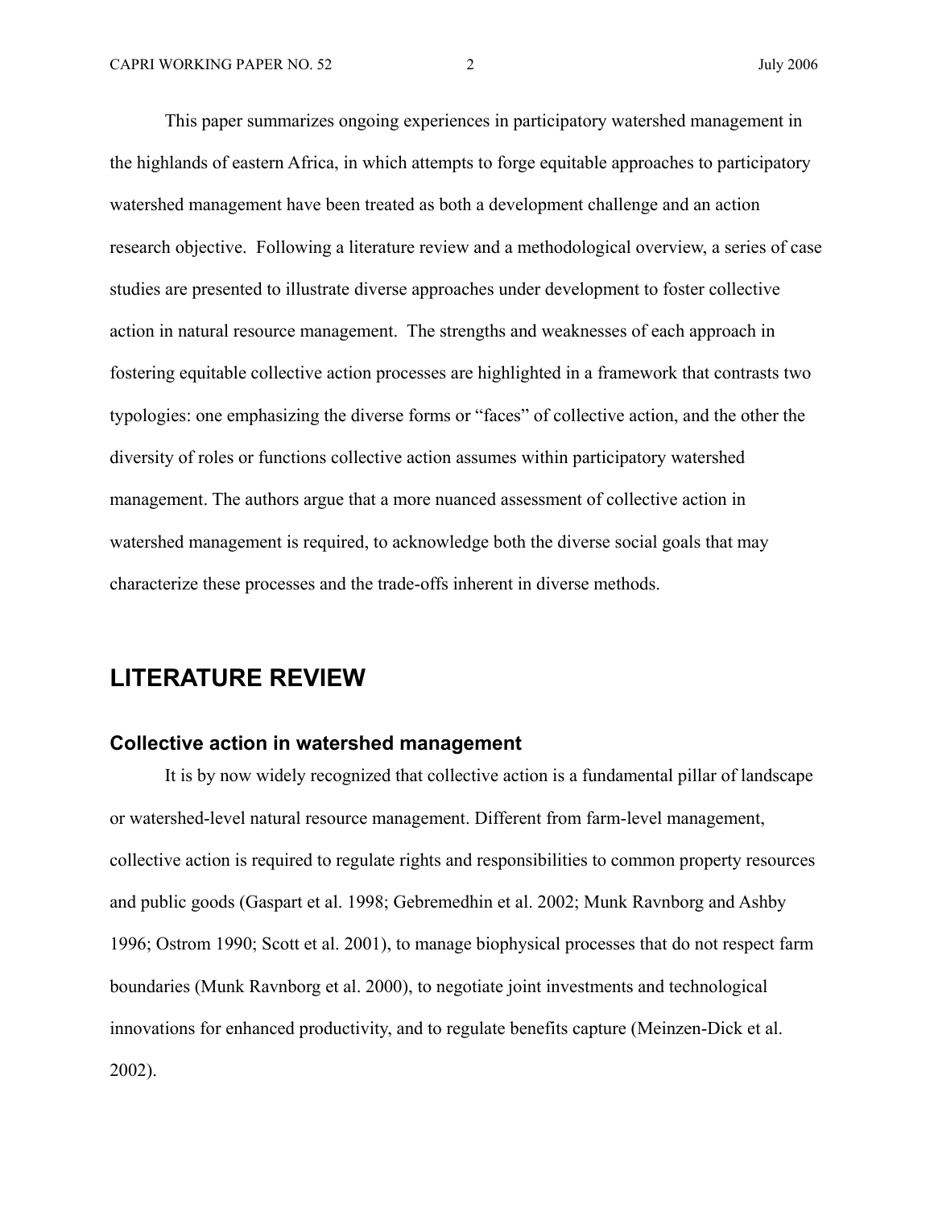This paper summarizes ongoing experiences in participatory watershed management in the highlands of eastern Africa, in which attempts to forge equitable approaches to participatory watershed management have been treated as both a development challenge and an action research objective. Following a literature review and a methodological overview, a series of case studies are presented to illustrate diverse approaches under development to foster collective action in natural resource management. The strengths and weaknesses of each approach in fostering equitable collective action processes are highlighted in a framework that contrasts two typologies: one emphasizing the diverse forms or "faces" of collective action, and the other the diversity of roles or functions collective action assumes within participatory watershed management. The authors argue that a more nuanced assessment of collective action in watershed management is required, to acknowledge both the diverse social goals that may characterize these processes and the trade-offs inherent in diverse methods.

## LITERATURE REVIEW

### Collective action in watershed management

It is by now widely recognized that collective action is a fundamental pillar of landscape or watershed-level natural resource management. Different from farm-level management, collective action is required to regulate rights and responsibilities to common property resources and public goods (Gaspart et al. 1998; Gebremedhin et al. 2002; Munk Ravnborg and Ashby 1996; Ostrom 1990; Scott et al. 2001), to manage biophysical processes that do not respect farm boundaries (Munk Ravnborg et al. 2000), to negotiate joint investments and technological innovations for enhanced productivity, and to regulate benefits capture (Meinzen-Dick et al. 2002).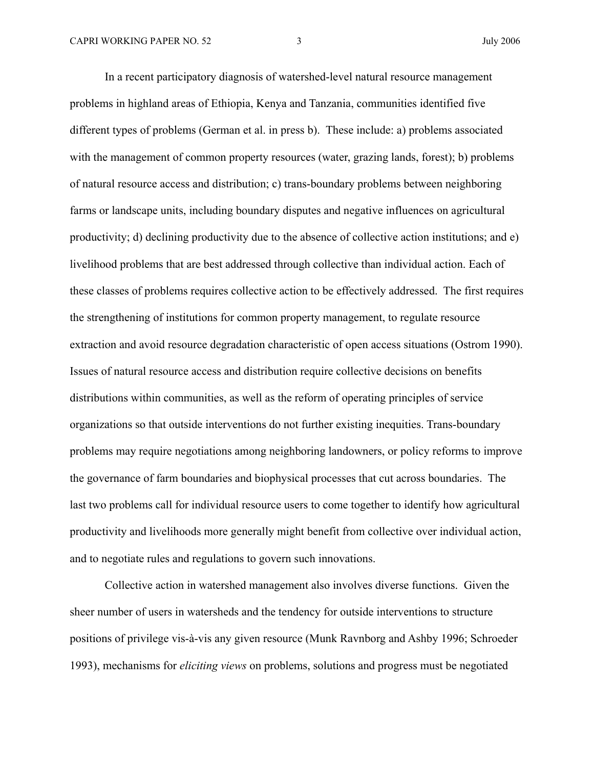In a recent participatory diagnosis of watershed-level natural resource management problems in highland areas of Ethiopia, Kenya and Tanzania, communities identified five different types of problems (German et al. in press b). These include: a) problems associated with the management of common property resources (water, grazing lands, forest); b) problems of natural resource access and distribution; c) trans-boundary problems between neighboring farms or landscape units, including boundary disputes and negative influences on agricultural productivity; d) declining productivity due to the absence of collective action institutions; and e) livelihood problems that are best addressed through collective than individual action. Each of these classes of problems requires collective action to be effectively addressed. The first requires the strengthening of institutions for common property management, to regulate resource extraction and avoid resource degradation characteristic of open access situations (Ostrom 1990). Issues of natural resource access and distribution require collective decisions on benefits distributions within communities, as well as the reform of operating principles of service organizations so that outside interventions do not further existing inequities. Trans-boundary problems may require negotiations among neighboring landowners, or policy reforms to improve the governance of farm boundaries and biophysical processes that cut across boundaries. The last two problems call for individual resource users to come together to identify how agricultural productivity and livelihoods more generally might benefit from collective over individual action, and to negotiate rules and regulations to govern such innovations.

Collective action in watershed management also involves diverse functions. Given the sheer number of users in watersheds and the tendency for outside interventions to structure positions of privilege vis-à-vis any given resource (Munk Ravnborg and Ashby 1996; Schroeder 1993), mechanisms for *eliciting views* on problems, solutions and progress must be negotiated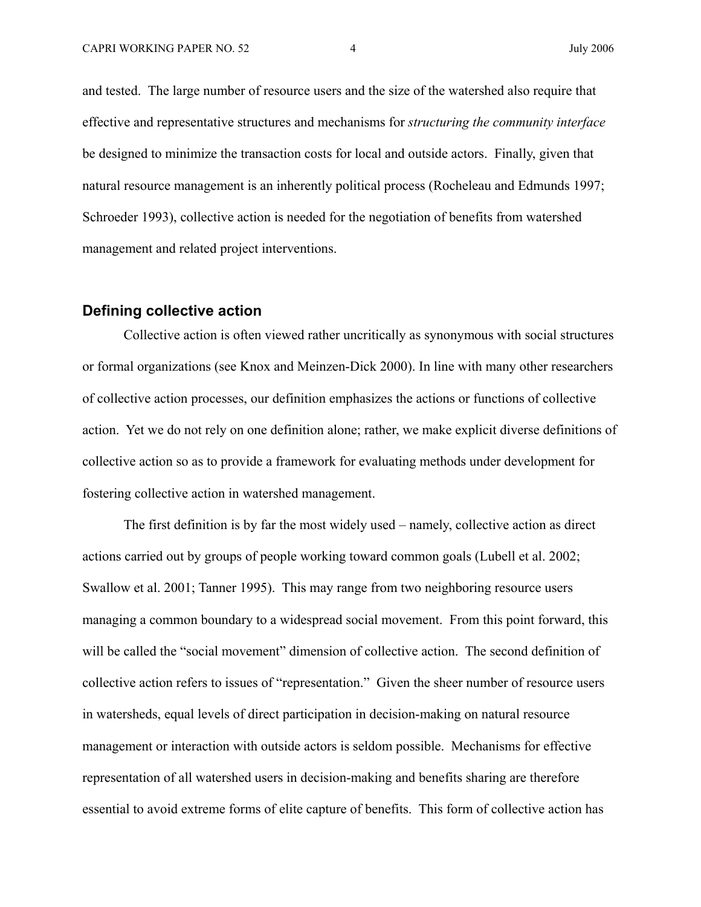and tested. The large number of resource users and the size of the watershed also require that effective and representative structures and mechanisms for *structuring the community interface* be designed to minimize the transaction costs for local and outside actors. Finally, given that natural resource management is an inherently political process (Rocheleau and Edmunds 1997; Schroeder 1993), collective action is needed for the negotiation of benefits from watershed management and related project interventions.

## Defining collective action

Collective action is often viewed rather uncritically as synonymous with social structures or formal organizations (see Knox and Meinzen-Dick 2000). In line with many other researchers of collective action processes, our definition emphasizes the actions or functions of collective action. Yet we do not rely on one definition alone; rather, we make explicit diverse definitions of collective action so as to provide a framework for evaluating methods under development for fostering collective action in watershed management.

The first definition is by far the most widely used – namely, collective action as direct actions carried out by groups of people working toward common goals (Lubell et al. 2002; Swallow et al. 2001; Tanner 1995). This may range from two neighboring resource users managing a common boundary to a widespread social movement. From this point forward, this will be called the "social movement" dimension of collective action. The second definition of collective action refers to issues of "representation." Given the sheer number of resource users in watersheds, equal levels of direct participation in decision-making on natural resource management or interaction with outside actors is seldom possible. Mechanisms for effective representation of all watershed users in decision-making and benefits sharing are therefore essential to avoid extreme forms of elite capture of benefits. This form of collective action has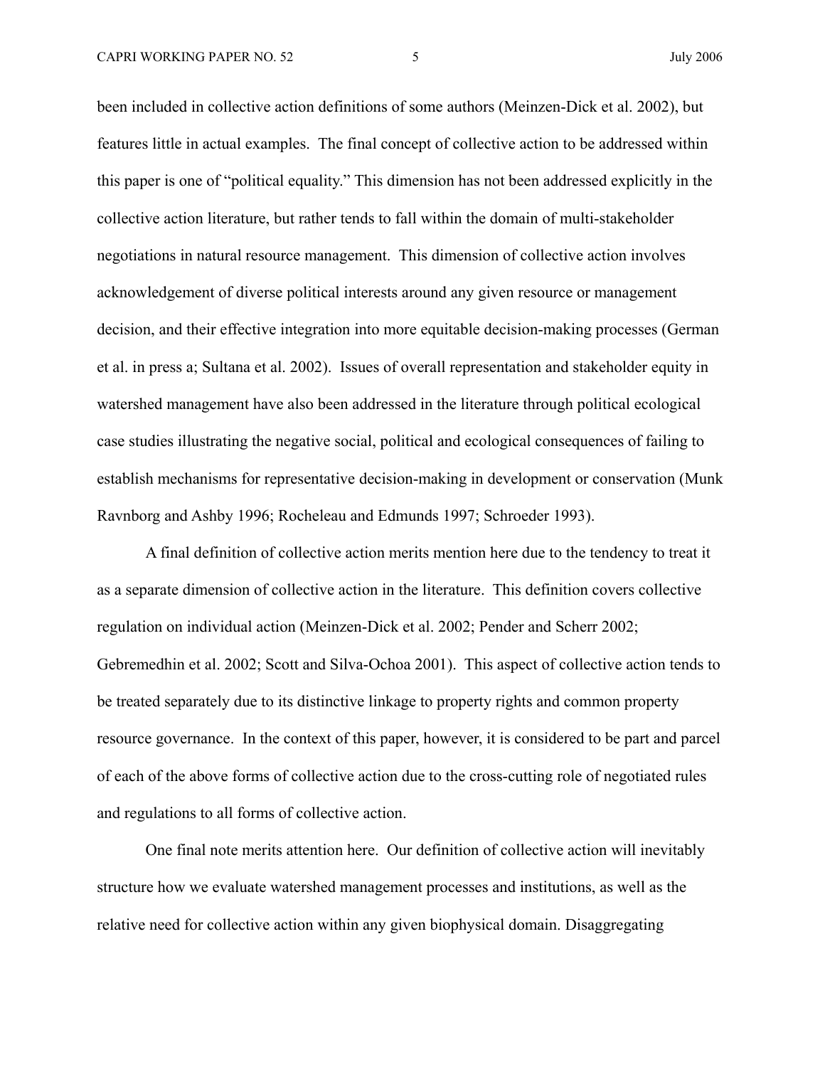been included in collective action definitions of some authors (Meinzen-Dick et al. 2002), but features little in actual examples. The final concept of collective action to be addressed within this paper is one of "political equality." This dimension has not been addressed explicitly in the collective action literature, but rather tends to fall within the domain of multi-stakeholder negotiations in natural resource management. This dimension of collective action involves acknowledgement of diverse political interests around any given resource or management decision, and their effective integration into more equitable decision-making processes (German et al. in press a; Sultana et al. 2002). Issues of overall representation and stakeholder equity in watershed management have also been addressed in the literature through political ecological case studies illustrating the negative social, political and ecological consequences of failing to establish mechanisms for representative decision-making in development or conservation (Munk Ravnborg and Ashby 1996; Rocheleau and Edmunds 1997; Schroeder 1993).

A final definition of collective action merits mention here due to the tendency to treat it as a separate dimension of collective action in the literature. This definition covers collective regulation on individual action (Meinzen-Dick et al. 2002; Pender and Scherr 2002; Gebremedhin et al. 2002; Scott and Silva-Ochoa 2001). This aspect of collective action tends to be treated separately due to its distinctive linkage to property rights and common property resource governance. In the context of this paper, however, it is considered to be part and parcel of each of the above forms of collective action due to the cross-cutting role of negotiated rules and regulations to all forms of collective action.

One final note merits attention here. Our definition of collective action will inevitably structure how we evaluate watershed management processes and institutions, as well as the relative need for collective action within any given biophysical domain. Disaggregating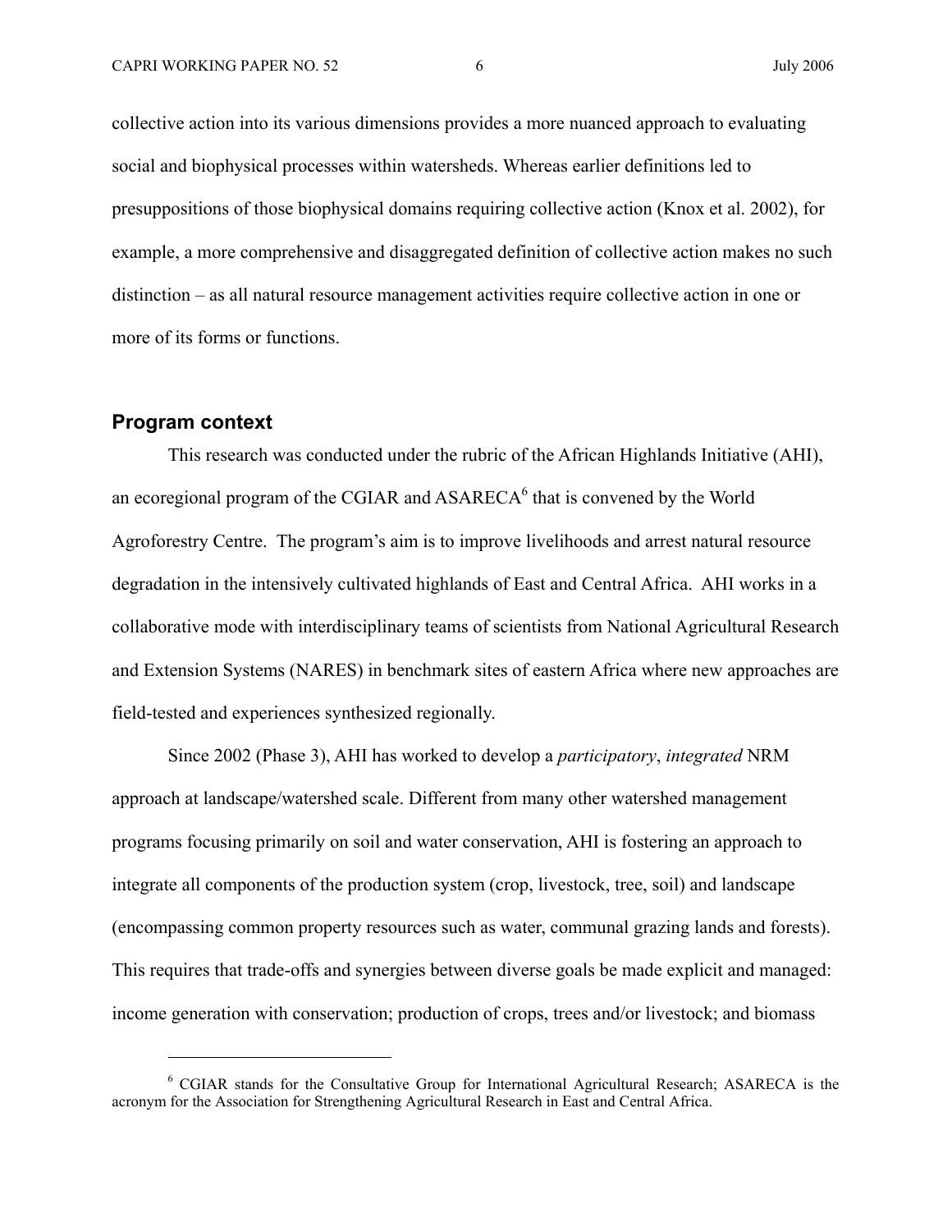collective action into its various dimensions provides a more nuanced approach to evaluating social and biophysical processes within watersheds. Whereas earlier definitions led to presuppositions of those biophysical domains requiring collective action (Knox et al. 2002), for example, a more comprehensive and disaggregated definition of collective action makes no such distinction – as all natural resource management activities require collective action in one or more of its forms or functions.

## Program context

This research was conducted under the rubric of the African Highlands Initiative (AHI), an ecoregional program of the CGIAR and ASARECA[6] that is convened by the World Agroforestry Centre. The program's aim is to improve livelihoods and arrest natural resource degradation in the intensively cultivated highlands of East and Central Africa. AHI works in a collaborative mode with interdisciplinary teams of scientists from National Agricultural Research and Extension Systems (NARES) in benchmark sites of eastern Africa where new approaches are field-tested and experiences synthesized regionally.

Since 2002 (Phase 3), AHI has worked to develop a *participatory*, *integrated* NRM approach at landscape/watershed scale. Different from many other watershed management programs focusing primarily on soil and water conservation, AHI is fostering an approach to integrate all components of the production system (crop, livestock, tree, soil) and landscape (encompassing common property resources such as water, communal grazing lands and forests). This requires that trade-offs and synergies between diverse goals be made explicit and managed: income generation with conservation; production of crops, trees and/or livestock; and biomass

[6] CGIAR stands for the Consultative Group for International Agricultural Research; ASARECA is the acronym for the Association for Strengthening Agricultural Research in East and Central Africa.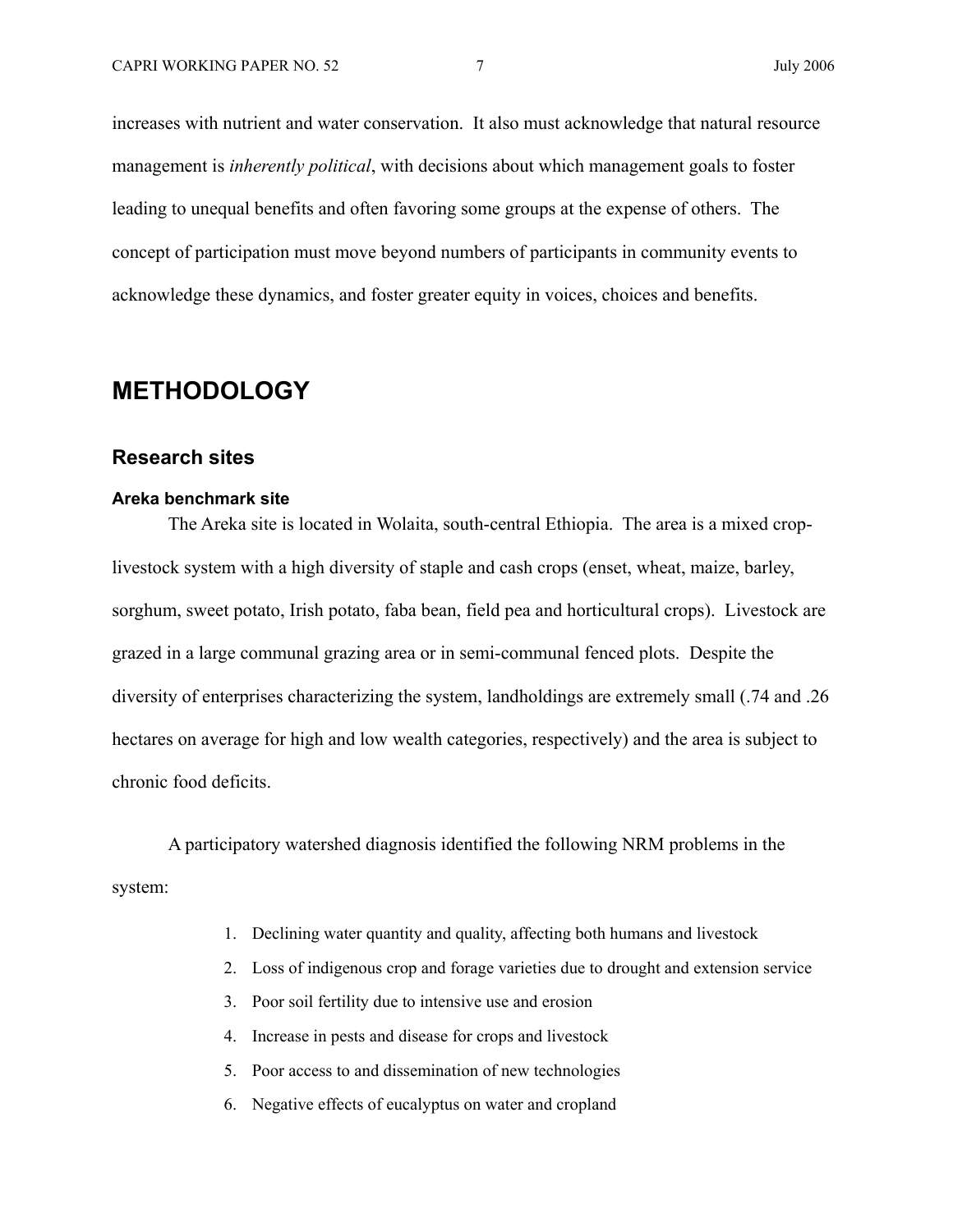increases with nutrient and water conservation. It also must acknowledge that natural resource management is *inherently political*, with decisions about which management goals to foster leading to unequal benefits and often favoring some groups at the expense of others. The concept of participation must move beyond numbers of participants in community events to acknowledge these dynamics, and foster greater equity in voices, choices and benefits.

# METHODOLOGY

## Research sites

### Areka benchmark site

The Areka site is located in Wolaita, south-central Ethiopia. The area is a mixed crop-livestock system with a high diversity of staple and cash crops (enset, wheat, maize, barley, sorghum, sweet potato, Irish potato, faba bean, field pea and horticultural crops). Livestock are grazed in a large communal grazing area or in semi-communal fenced plots. Despite the diversity of enterprises characterizing the system, landholdings are extremely small (.74 and .26 hectares on average for high and low wealth categories, respectively) and the area is subject to chronic food deficits.

A participatory watershed diagnosis identified the following NRM problems in the system:

1. Declining water quantity and quality, affecting both humans and livestock
2. Loss of indigenous crop and forage varieties due to drought and extension service
3. Poor soil fertility due to intensive use and erosion
4. Increase in pests and disease for crops and livestock
5. Poor access to and dissemination of new technologies
6. Negative effects of eucalyptus on water and cropland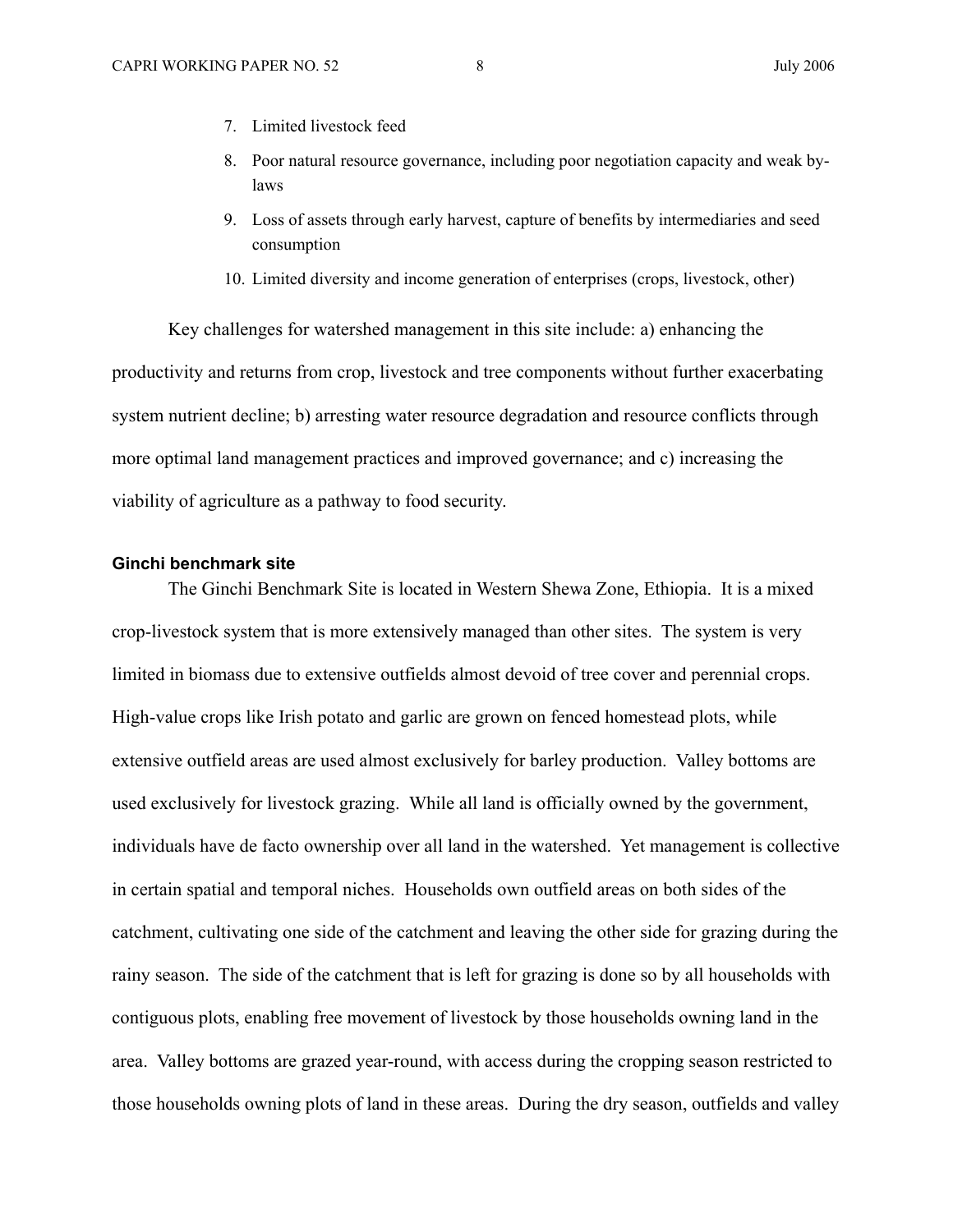7. Limited livestock feed
8. Poor natural resource governance, including poor negotiation capacity and weak by-laws
9. Loss of assets through early harvest, capture of benefits by intermediaries and seed consumption
10. Limited diversity and income generation of enterprises (crops, livestock, other)

Key challenges for watershed management in this site include: a) enhancing the productivity and returns from crop, livestock and tree components without further exacerbating system nutrient decline; b) arresting water resource degradation and resource conflicts through more optimal land management practices and improved governance; and c) increasing the viability of agriculture as a pathway to food security.

### Ginchi benchmark site

The Ginchi Benchmark Site is located in Western Shewa Zone, Ethiopia. It is a mixed crop-livestock system that is more extensively managed than other sites. The system is very limited in biomass due to extensive outfields almost devoid of tree cover and perennial crops. High-value crops like Irish potato and garlic are grown on fenced homestead plots, while extensive outfield areas are used almost exclusively for barley production. Valley bottoms are used exclusively for livestock grazing. While all land is officially owned by the government, individuals have de facto ownership over all land in the watershed. Yet management is collective in certain spatial and temporal niches. Households own outfield areas on both sides of the catchment, cultivating one side of the catchment and leaving the other side for grazing during the rainy season. The side of the catchment that is left for grazing is done so by all households with contiguous plots, enabling free movement of livestock by those households owning land in the area. Valley bottoms are grazed year-round, with access during the cropping season restricted to those households owning plots of land in these areas. During the dry season, outfields and valley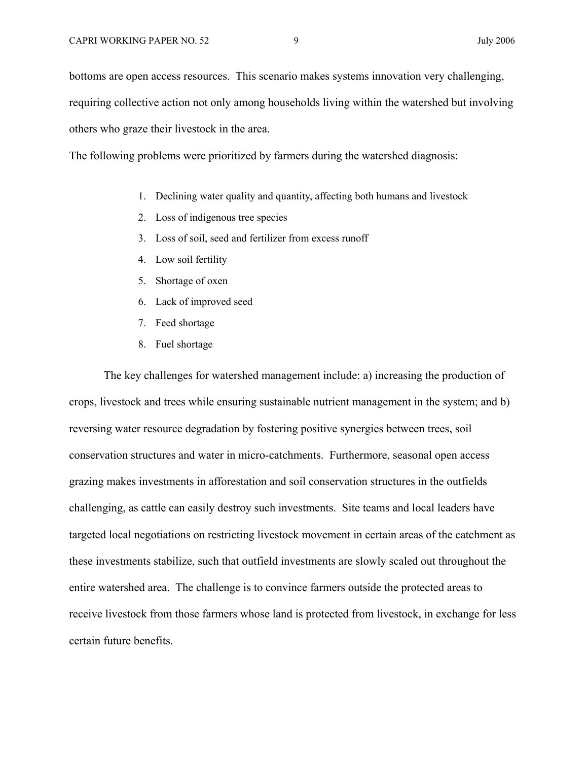bottoms are open access resources. This scenario makes systems innovation very challenging, requiring collective action not only among households living within the watershed but involving others who graze their livestock in the area.

The following problems were prioritized by farmers during the watershed diagnosis:

1. Declining water quality and quantity, affecting both humans and livestock
2. Loss of indigenous tree species
3. Loss of soil, seed and fertilizer from excess runoff
4. Low soil fertility
5. Shortage of oxen
6. Lack of improved seed
7. Feed shortage
8. Fuel shortage

The key challenges for watershed management include: a) increasing the production of crops, livestock and trees while ensuring sustainable nutrient management in the system; and b) reversing water resource degradation by fostering positive synergies between trees, soil conservation structures and water in micro-catchments. Furthermore, seasonal open access grazing makes investments in afforestation and soil conservation structures in the outfields challenging, as cattle can easily destroy such investments. Site teams and local leaders have targeted local negotiations on restricting livestock movement in certain areas of the catchment as these investments stabilize, such that outfield investments are slowly scaled out throughout the entire watershed area. The challenge is to convince farmers outside the protected areas to receive livestock from those farmers whose land is protected from livestock, in exchange for less certain future benefits.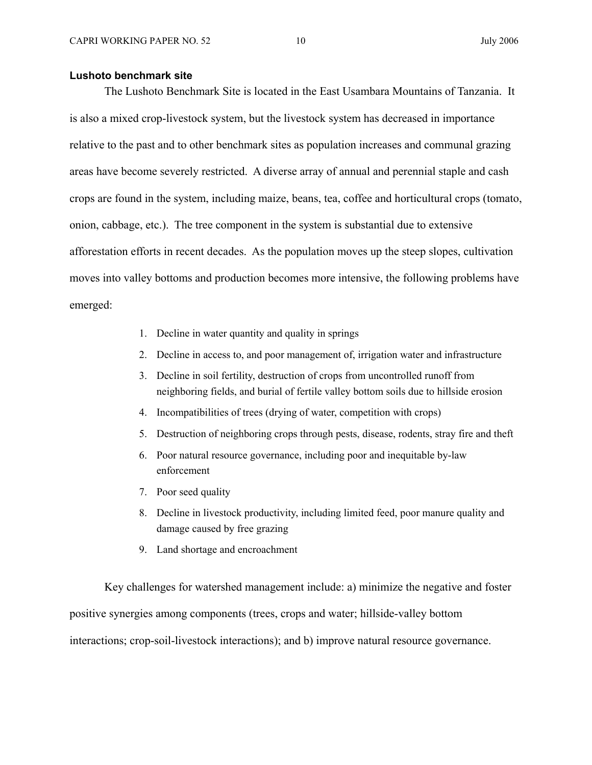### Lushoto benchmark site

The Lushoto Benchmark Site is located in the East Usambara Mountains of Tanzania. It is also a mixed crop-livestock system, but the livestock system has decreased in importance relative to the past and to other benchmark sites as population increases and communal grazing areas have become severely restricted. A diverse array of annual and perennial staple and cash crops are found in the system, including maize, beans, tea, coffee and horticultural crops (tomato, onion, cabbage, etc.). The tree component in the system is substantial due to extensive afforestation efforts in recent decades. As the population moves up the steep slopes, cultivation moves into valley bottoms and production becomes more intensive, the following problems have emerged:

1. Decline in water quantity and quality in springs
2. Decline in access to, and poor management of, irrigation water and infrastructure
3. Decline in soil fertility, destruction of crops from uncontrolled runoff from neighboring fields, and burial of fertile valley bottom soils due to hillside erosion
4. Incompatibilities of trees (drying of water, competition with crops)
5. Destruction of neighboring crops through pests, disease, rodents, stray fire and theft
6. Poor natural resource governance, including poor and inequitable by-law enforcement
7. Poor seed quality
8. Decline in livestock productivity, including limited feed, poor manure quality and damage caused by free grazing
9. Land shortage and encroachment

Key challenges for watershed management include: a) minimize the negative and foster positive synergies among components (trees, crops and water; hillside-valley bottom interactions; crop-soil-livestock interactions); and b) improve natural resource governance.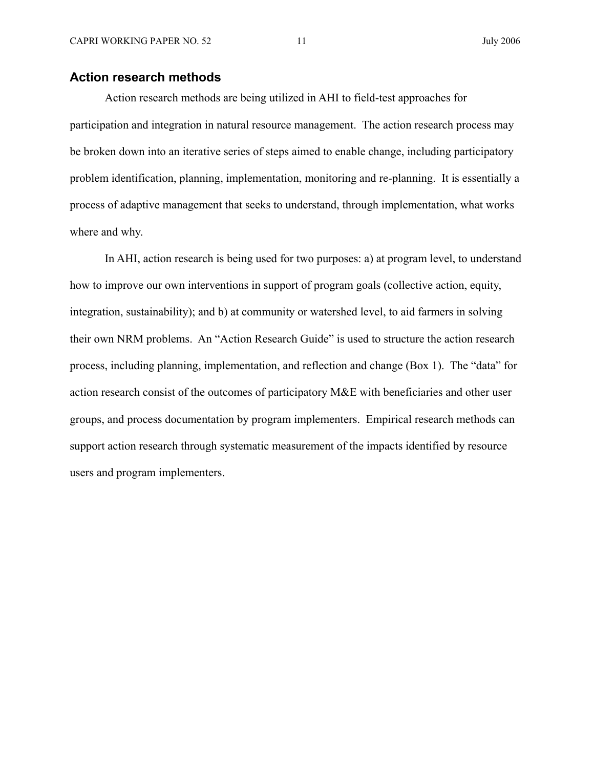## Action research methods

Action research methods are being utilized in AHI to field-test approaches for participation and integration in natural resource management. The action research process may be broken down into an iterative series of steps aimed to enable change, including participatory problem identification, planning, implementation, monitoring and re-planning. It is essentially a process of adaptive management that seeks to understand, through implementation, what works where and why.

In AHI, action research is being used for two purposes: a) at program level, to understand how to improve our own interventions in support of program goals (collective action, equity, integration, sustainability); and b) at community or watershed level, to aid farmers in solving their own NRM problems. An "Action Research Guide" is used to structure the action research process, including planning, implementation, and reflection and change (Box 1). The "data" for action research consist of the outcomes of participatory M&E with beneficiaries and other user groups, and process documentation by program implementers. Empirical research methods can support action research through systematic measurement of the impacts identified by resource users and program implementers.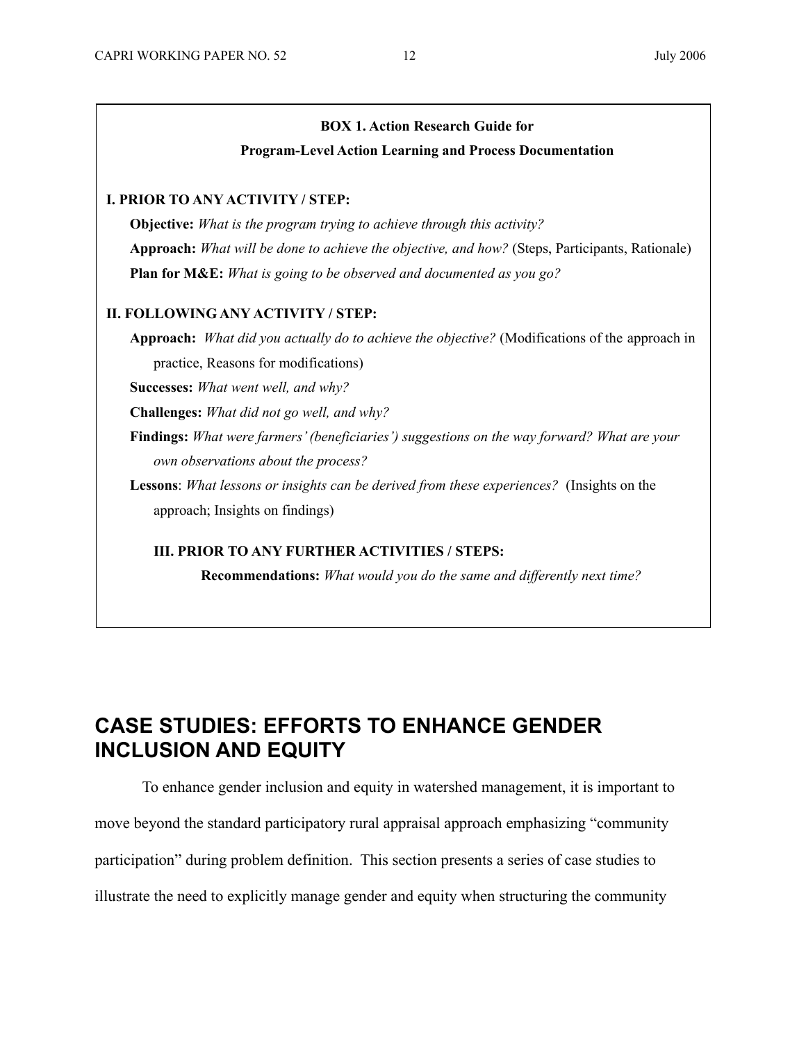**BOX 1. Action Research Guide for**
**Program-Level Action Learning and Process Documentation**

**I. PRIOR TO ANY ACTIVITY / STEP:**

**Objective:** *What is the program trying to achieve through this activity?*

**Approach:** *What will be done to achieve the objective, and how?* (Steps, Participants, Rationale)

**Plan for M&E:** *What is going to be observed and documented as you go?*

**II. FOLLOWING ANY ACTIVITY / STEP:**

**Approach:** *What did you actually do to achieve the objective?* (Modifications of the approach in practice, Reasons for modifications)

**Successes:** *What went well, and why?*

**Challenges:** *What did not go well, and why?*

**Findings:** *What were farmers' (beneficiaries') suggestions on the way forward? What are your own observations about the process?*

**Lessons**: *What lessons or insights can be derived from these experiences?* (Insights on the approach; Insights on findings)

**III. PRIOR TO ANY FURTHER ACTIVITIES / STEPS:**

**Recommendations:** *What would you do the same and differently next time?*

# CASE STUDIES: EFFORTS TO ENHANCE GENDER INCLUSION AND EQUITY

To enhance gender inclusion and equity in watershed management, it is important to move beyond the standard participatory rural appraisal approach emphasizing "community participation" during problem definition. This section presents a series of case studies to illustrate the need to explicitly manage gender and equity when structuring the community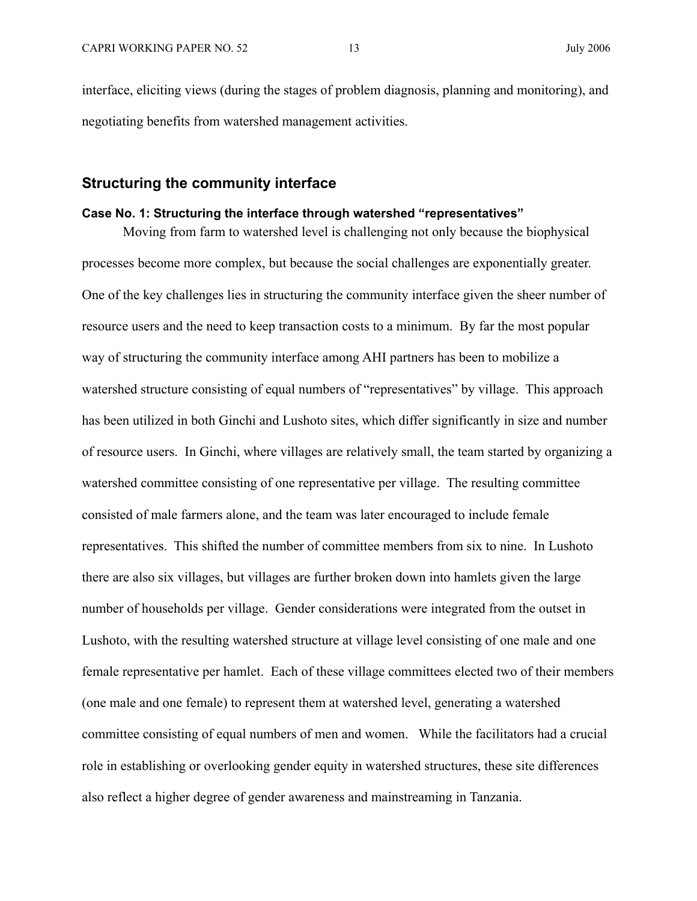interface, eliciting views (during the stages of problem diagnosis, planning and monitoring), and negotiating benefits from watershed management activities.

## Structuring the community interface

### Case No. 1: Structuring the interface through watershed "representatives"

Moving from farm to watershed level is challenging not only because the biophysical processes become more complex, but because the social challenges are exponentially greater. One of the key challenges lies in structuring the community interface given the sheer number of resource users and the need to keep transaction costs to a minimum. By far the most popular way of structuring the community interface among AHI partners has been to mobilize a watershed structure consisting of equal numbers of "representatives" by village. This approach has been utilized in both Ginchi and Lushoto sites, which differ significantly in size and number of resource users. In Ginchi, where villages are relatively small, the team started by organizing a watershed committee consisting of one representative per village. The resulting committee consisted of male farmers alone, and the team was later encouraged to include female representatives. This shifted the number of committee members from six to nine. In Lushoto there are also six villages, but villages are further broken down into hamlets given the large number of households per village. Gender considerations were integrated from the outset in Lushoto, with the resulting watershed structure at village level consisting of one male and one female representative per hamlet. Each of these village committees elected two of their members (one male and one female) to represent them at watershed level, generating a watershed committee consisting of equal numbers of men and women. While the facilitators had a crucial role in establishing or overlooking gender equity in watershed structures, these site differences also reflect a higher degree of gender awareness and mainstreaming in Tanzania.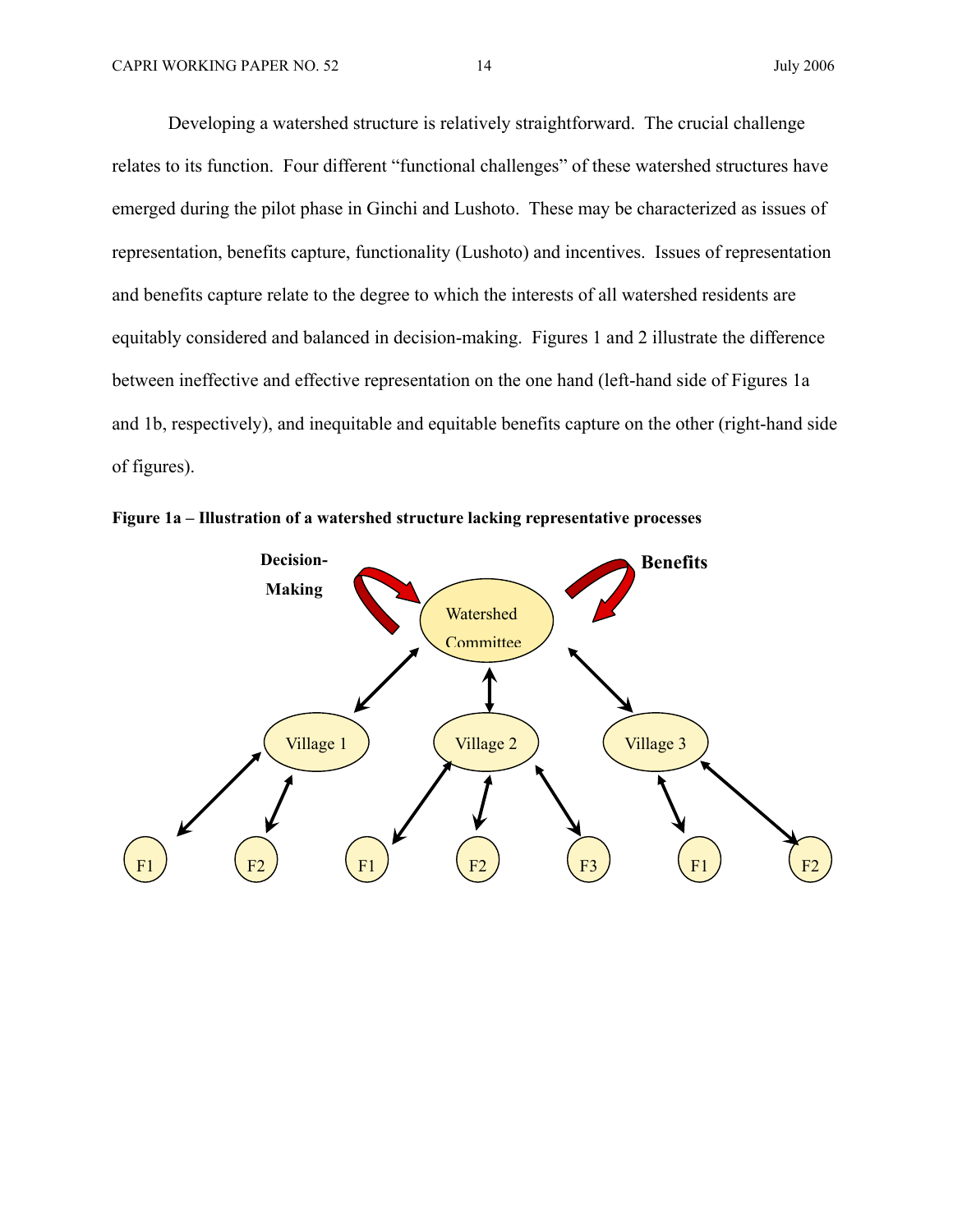Developing a watershed structure is relatively straightforward. The crucial challenge relates to its function. Four different "functional challenges" of these watershed structures have emerged during the pilot phase in Ginchi and Lushoto. These may be characterized as issues of representation, benefits capture, functionality (Lushoto) and incentives. Issues of representation and benefits capture relate to the degree to which the interests of all watershed residents are equitably considered and balanced in decision-making. Figures 1 and 2 illustrate the difference between ineffective and effective representation on the one hand (left-hand side of Figures 1a and 1b, respectively), and inequitable and equitable benefits capture on the other (right-hand side of figures).

**Figure 1a – Illustration of a watershed structure lacking representative processes**

Decision-Making

Benefits

Watershed Committee

Village 1

Village 2

Village 3

F1 F2 F1 F2 F3 F1 F2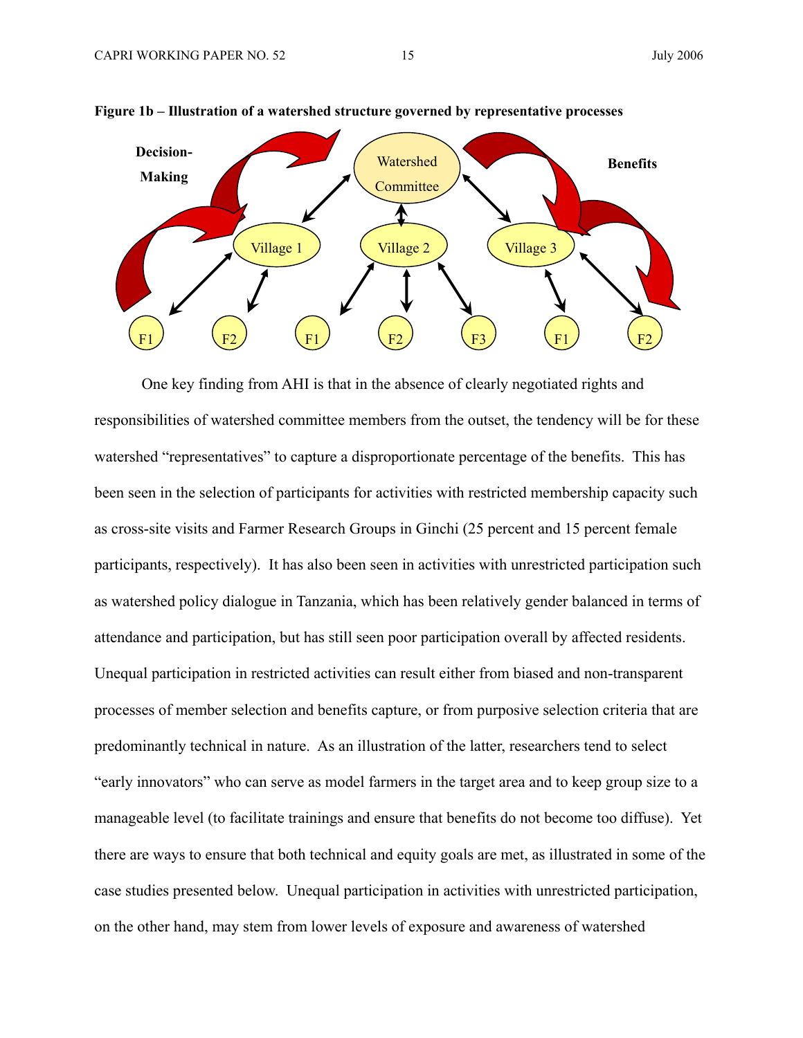**Figure 1b – Illustration of a watershed structure governed by representative processes**

One key finding from AHI is that in the absence of clearly negotiated rights and responsibilities of watershed committee members from the outset, the tendency will be for these watershed "representatives" to capture a disproportionate percentage of the benefits. This has been seen in the selection of participants for activities with restricted membership capacity such as cross-site visits and Farmer Research Groups in Ginchi (25 percent and 15 percent female participants, respectively). It has also been seen in activities with unrestricted participation such as watershed policy dialogue in Tanzania, which has been relatively gender balanced in terms of attendance and participation, but has still seen poor participation overall by affected residents. Unequal participation in restricted activities can result either from biased and non-transparent processes of member selection and benefits capture, or from purposive selection criteria that are predominantly technical in nature. As an illustration of the latter, researchers tend to select "early innovators" who can serve as model farmers in the target area and to keep group size to a manageable level (to facilitate trainings and ensure that benefits do not become too diffuse). Yet there are ways to ensure that both technical and equity goals are met, as illustrated in some of the case studies presented below. Unequal participation in activities with unrestricted participation, on the other hand, may stem from lower levels of exposure and awareness of watershed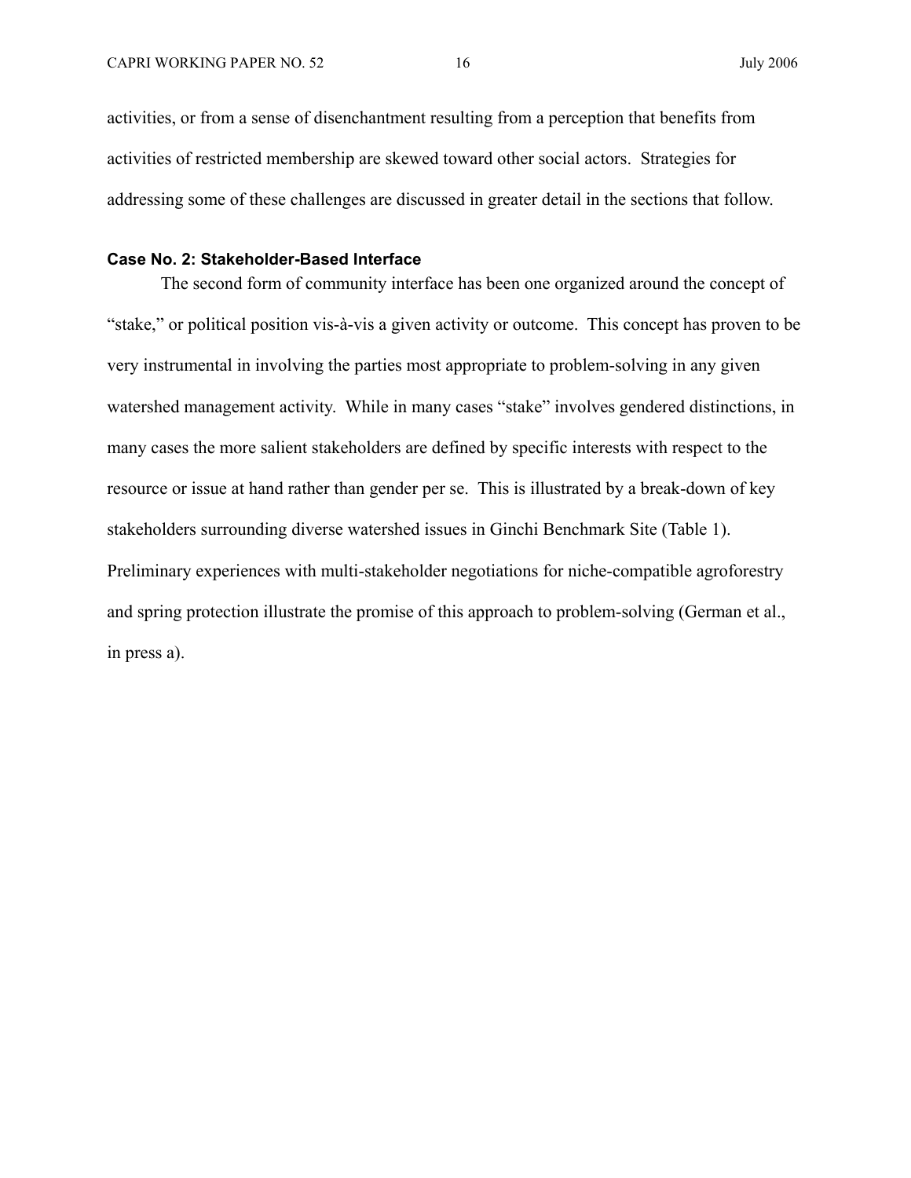activities, or from a sense of disenchantment resulting from a perception that benefits from activities of restricted membership are skewed toward other social actors. Strategies for addressing some of these challenges are discussed in greater detail in the sections that follow.

### Case No. 2: Stakeholder-Based Interface

The second form of community interface has been one organized around the concept of "stake," or political position vis-à-vis a given activity or outcome. This concept has proven to be very instrumental in involving the parties most appropriate to problem-solving in any given watershed management activity. While in many cases "stake" involves gendered distinctions, in many cases the more salient stakeholders are defined by specific interests with respect to the resource or issue at hand rather than gender per se. This is illustrated by a break-down of key stakeholders surrounding diverse watershed issues in Ginchi Benchmark Site (Table 1). Preliminary experiences with multi-stakeholder negotiations for niche-compatible agroforestry and spring protection illustrate the promise of this approach to problem-solving (German et al., in press a).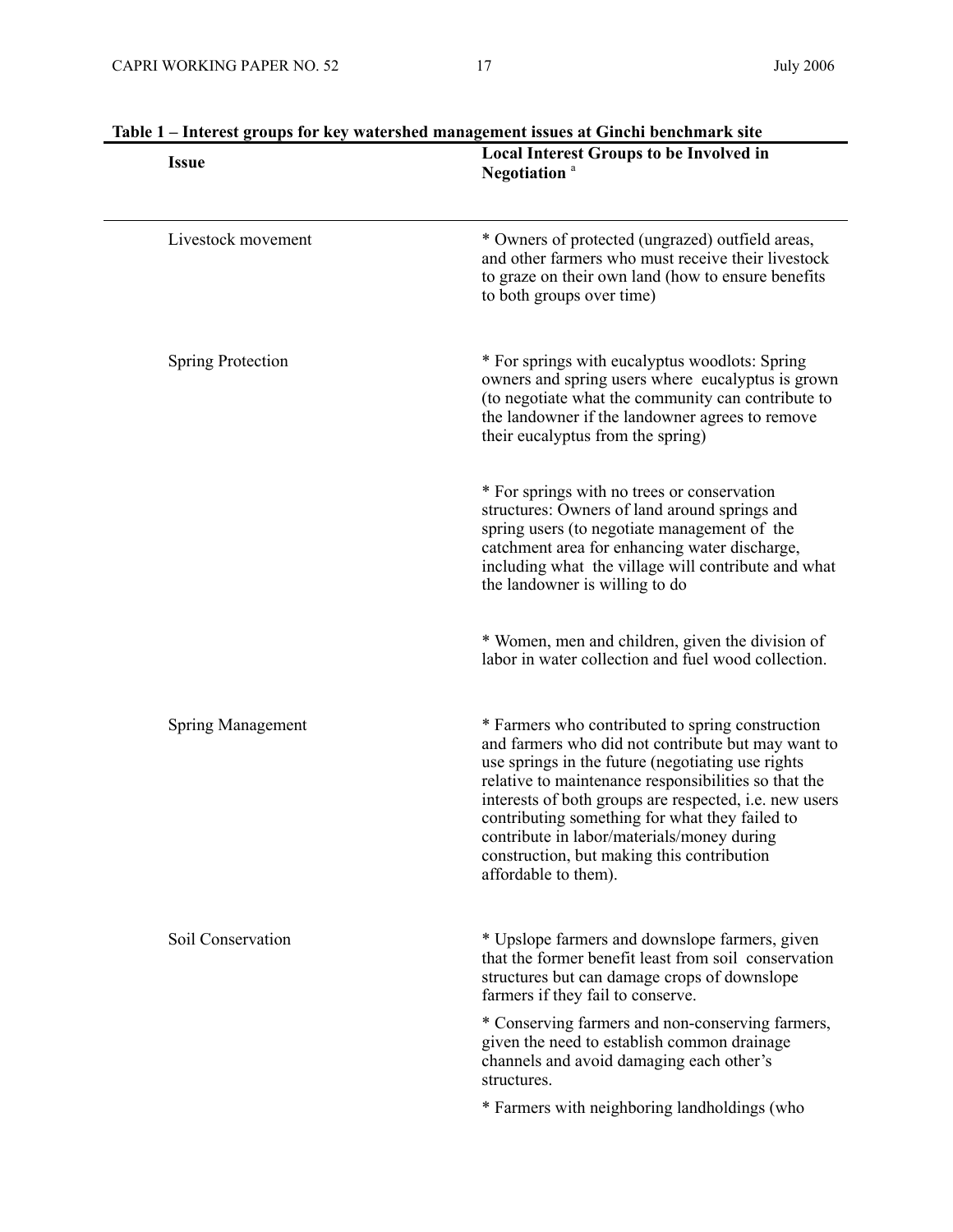**Table 1 – Interest groups for key watershed management issues at Ginchi benchmark site**

| Issue | Local Interest Groups to be Involved in Negotiation [a] |
| --- | --- |
| Livestock movement | * Owners of protected (ungrazed) outfield areas, and other farmers who must receive their livestock to graze on their own land (how to ensure benefits to both groups over time) |
| Spring Protection | * For springs with eucalyptus woodlots: Spring owners and spring users where eucalyptus is grown (to negotiate what the community can contribute to the landowner if the landowner agrees to remove their eucalyptus from the spring) |
| | * For springs with no trees or conservation structures: Owners of land around springs and spring users (to negotiate management of the catchment area for enhancing water discharge, including what the village will contribute and what the landowner is willing to do |
| | * Women, men and children, given the division of labor in water collection and fuel wood collection. |
| Spring Management | * Farmers who contributed to spring construction and farmers who did not contribute but may want to use springs in the future (negotiating use rights relative to maintenance responsibilities so that the interests of both groups are respected, i.e. new users contributing something for what they failed to contribute in labor/materials/money during construction, but making this contribution affordable to them). |
| Soil Conservation | * Upslope farmers and downslope farmers, given that the former benefit least from soil conservation structures but can damage crops of downslope farmers if they fail to conserve. |
| | * Conserving farmers and non-conserving farmers, given the need to establish common drainage channels and avoid damaging each other's structures. |
| | * Farmers with neighboring landholdings (who |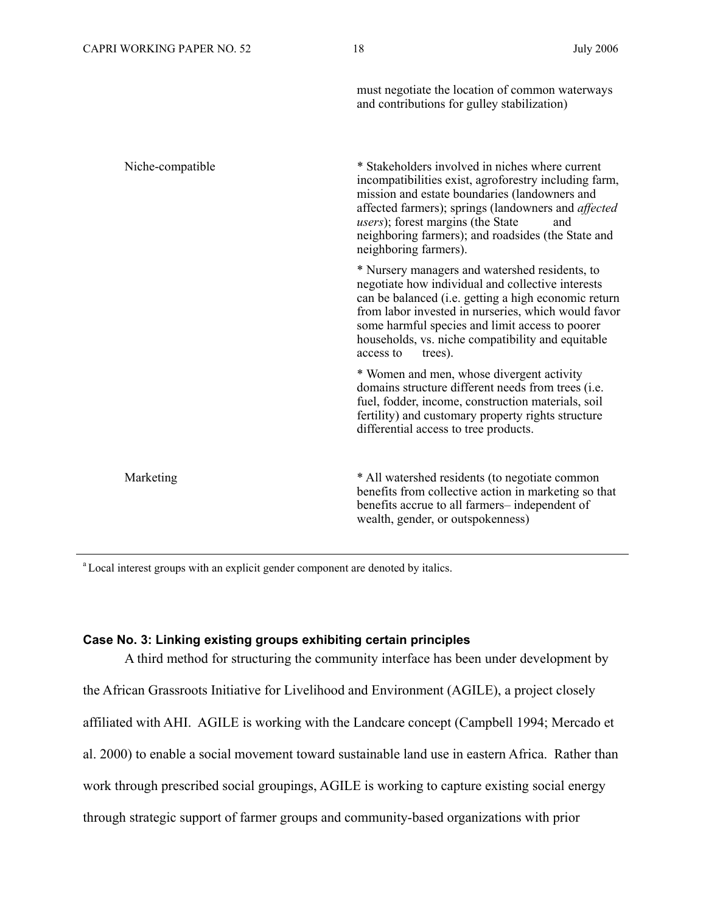| | |
|---|---|
| | must negotiate the location of common waterways and contributions for gulley stabilization) |
| Niche-compatible | * Stakeholders involved in niches where current incompatibilities exist, agroforestry including farm, mission and estate boundaries (landowners and affected farmers); springs (landowners and *affected users*); forest margins (the State and neighboring farmers); and roadsides (the State and neighboring farmers).<br><br>* Nursery managers and watershed residents, to negotiate how individual and collective interests can be balanced (i.e. getting a high economic return from labor invested in nurseries, which would favor some harmful species and limit access to poorer households, vs. niche compatibility and equitable access to trees).<br><br>* Women and men, whose divergent activity domains structure different needs from trees (i.e. fuel, fodder, income, construction materials, soil fertility) and customary property rights structure differential access to tree products. |
| Marketing | * All watershed residents (to negotiate common benefits from collective action in marketing so that benefits accrue to all farmers– independent of wealth, gender, or outspokenness) |

[a] Local interest groups with an explicit gender component are denoted by italics.

**Case No. 3: Linking existing groups exhibiting certain principles**

A third method for structuring the community interface has been under development by the African Grassroots Initiative for Livelihood and Environment (AGILE), a project closely affiliated with AHI. AGILE is working with the Landcare concept (Campbell 1994; Mercado et al. 2000) to enable a social movement toward sustainable land use in eastern Africa. Rather than work through prescribed social groupings, AGILE is working to capture existing social energy through strategic support of farmer groups and community-based organizations with prior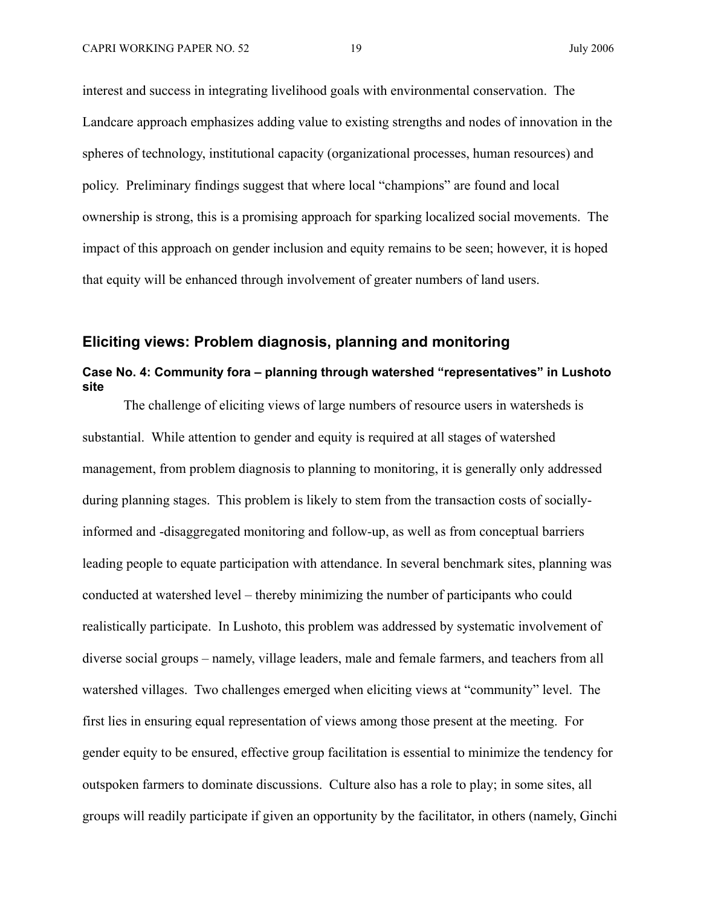interest and success in integrating livelihood goals with environmental conservation. The Landcare approach emphasizes adding value to existing strengths and nodes of innovation in the spheres of technology, institutional capacity (organizational processes, human resources) and policy. Preliminary findings suggest that where local "champions" are found and local ownership is strong, this is a promising approach for sparking localized social movements. The impact of this approach on gender inclusion and equity remains to be seen; however, it is hoped that equity will be enhanced through involvement of greater numbers of land users.

## Eliciting views: Problem diagnosis, planning and monitoring

### Case No. 4: Community fora – planning through watershed "representatives" in Lushoto site

The challenge of eliciting views of large numbers of resource users in watersheds is substantial. While attention to gender and equity is required at all stages of watershed management, from problem diagnosis to planning to monitoring, it is generally only addressed during planning stages. This problem is likely to stem from the transaction costs of socially-informed and -disaggregated monitoring and follow-up, as well as from conceptual barriers leading people to equate participation with attendance. In several benchmark sites, planning was conducted at watershed level – thereby minimizing the number of participants who could realistically participate. In Lushoto, this problem was addressed by systematic involvement of diverse social groups – namely, village leaders, male and female farmers, and teachers from all watershed villages. Two challenges emerged when eliciting views at "community" level. The first lies in ensuring equal representation of views among those present at the meeting. For gender equity to be ensured, effective group facilitation is essential to minimize the tendency for outspoken farmers to dominate discussions. Culture also has a role to play; in some sites, all groups will readily participate if given an opportunity by the facilitator, in others (namely, Ginchi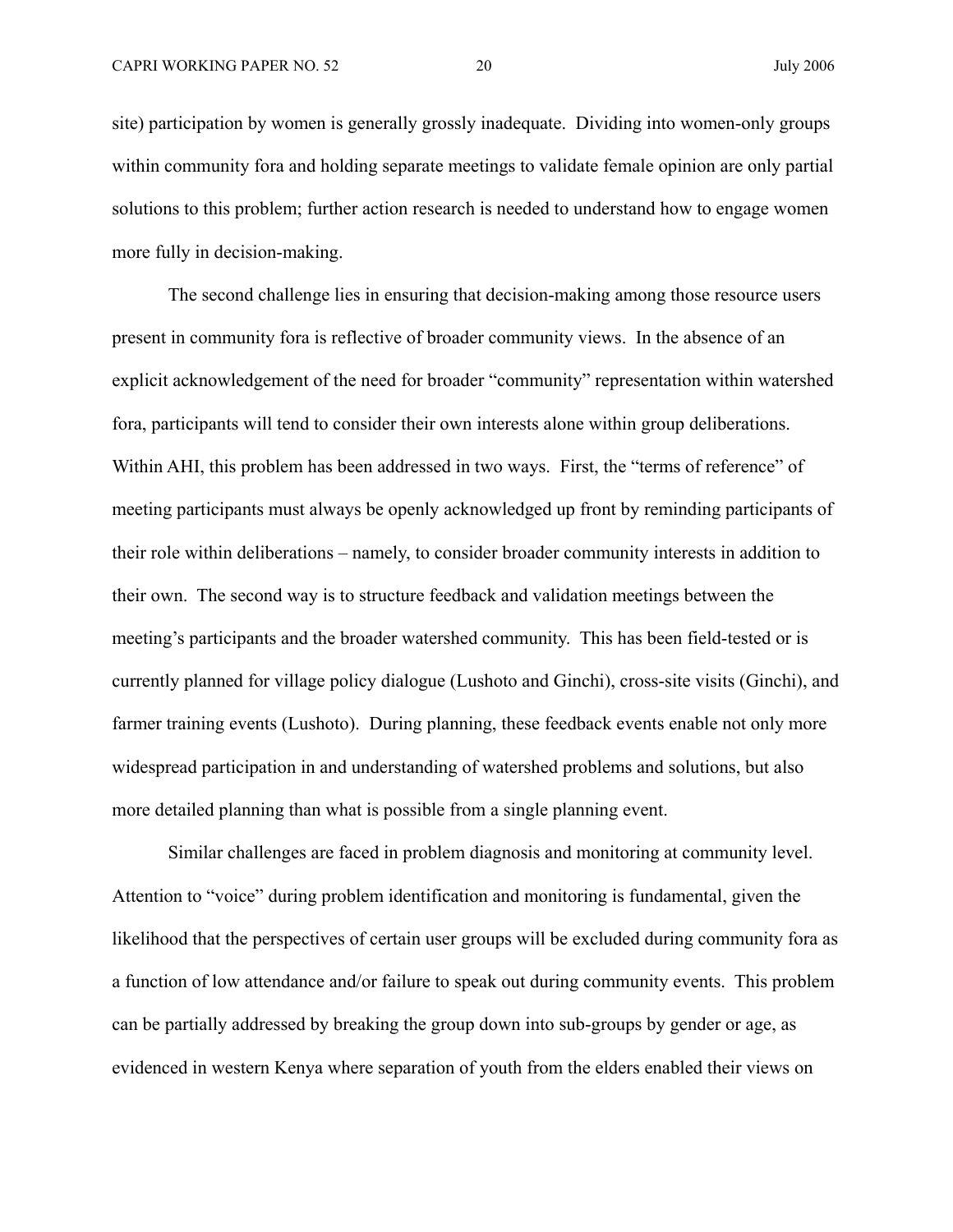site) participation by women is generally grossly inadequate. Dividing into women-only groups within community fora and holding separate meetings to validate female opinion are only partial solutions to this problem; further action research is needed to understand how to engage women more fully in decision-making.

The second challenge lies in ensuring that decision-making among those resource users present in community fora is reflective of broader community views. In the absence of an explicit acknowledgement of the need for broader "community" representation within watershed fora, participants will tend to consider their own interests alone within group deliberations. Within AHI, this problem has been addressed in two ways. First, the "terms of reference" of meeting participants must always be openly acknowledged up front by reminding participants of their role within deliberations – namely, to consider broader community interests in addition to their own. The second way is to structure feedback and validation meetings between the meeting's participants and the broader watershed community. This has been field-tested or is currently planned for village policy dialogue (Lushoto and Ginchi), cross-site visits (Ginchi), and farmer training events (Lushoto). During planning, these feedback events enable not only more widespread participation in and understanding of watershed problems and solutions, but also more detailed planning than what is possible from a single planning event.

Similar challenges are faced in problem diagnosis and monitoring at community level. Attention to "voice" during problem identification and monitoring is fundamental, given the likelihood that the perspectives of certain user groups will be excluded during community fora as a function of low attendance and/or failure to speak out during community events. This problem can be partially addressed by breaking the group down into sub-groups by gender or age, as evidenced in western Kenya where separation of youth from the elders enabled their views on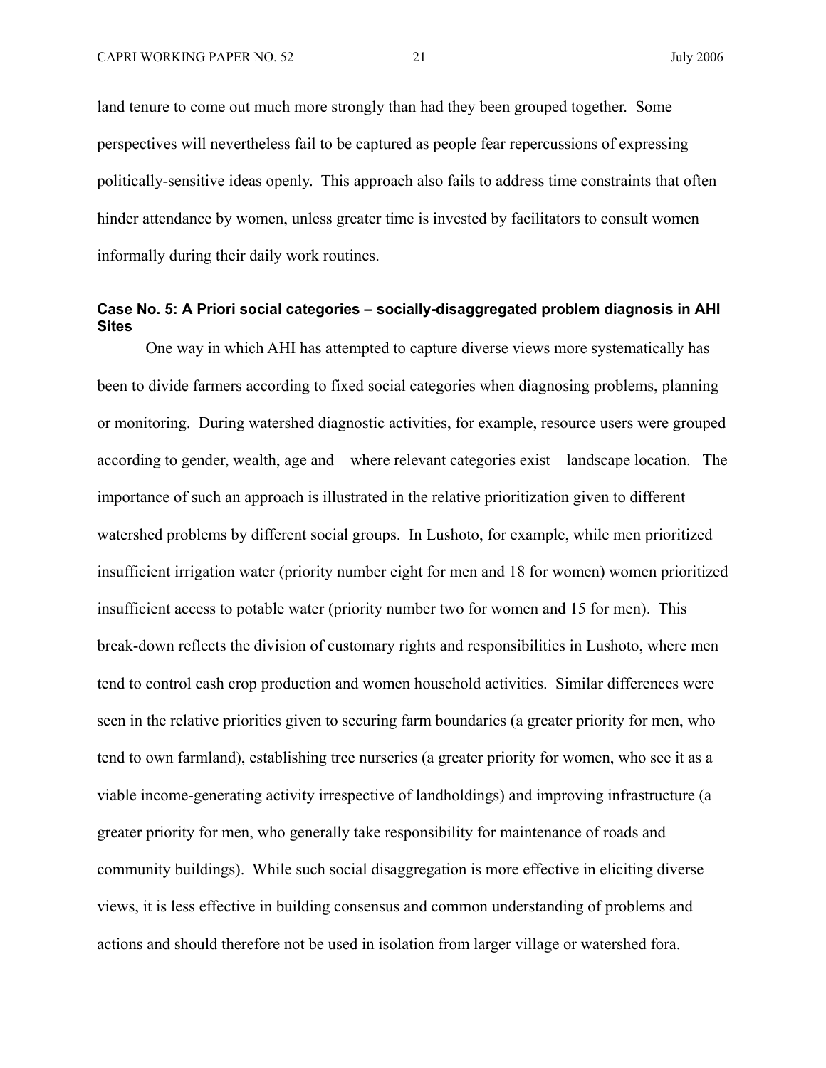land tenure to come out much more strongly than had they been grouped together. Some perspectives will nevertheless fail to be captured as people fear repercussions of expressing politically-sensitive ideas openly. This approach also fails to address time constraints that often hinder attendance by women, unless greater time is invested by facilitators to consult women informally during their daily work routines.

### Case No. 5: A Priori social categories – socially-disaggregated problem diagnosis in AHI Sites

One way in which AHI has attempted to capture diverse views more systematically has been to divide farmers according to fixed social categories when diagnosing problems, planning or monitoring. During watershed diagnostic activities, for example, resource users were grouped according to gender, wealth, age and – where relevant categories exist – landscape location. The importance of such an approach is illustrated in the relative prioritization given to different watershed problems by different social groups. In Lushoto, for example, while men prioritized insufficient irrigation water (priority number eight for men and 18 for women) women prioritized insufficient access to potable water (priority number two for women and 15 for men). This break-down reflects the division of customary rights and responsibilities in Lushoto, where men tend to control cash crop production and women household activities. Similar differences were seen in the relative priorities given to securing farm boundaries (a greater priority for men, who tend to own farmland), establishing tree nurseries (a greater priority for women, who see it as a viable income-generating activity irrespective of landholdings) and improving infrastructure (a greater priority for men, who generally take responsibility for maintenance of roads and community buildings). While such social disaggregation is more effective in eliciting diverse views, it is less effective in building consensus and common understanding of problems and actions and should therefore not be used in isolation from larger village or watershed fora.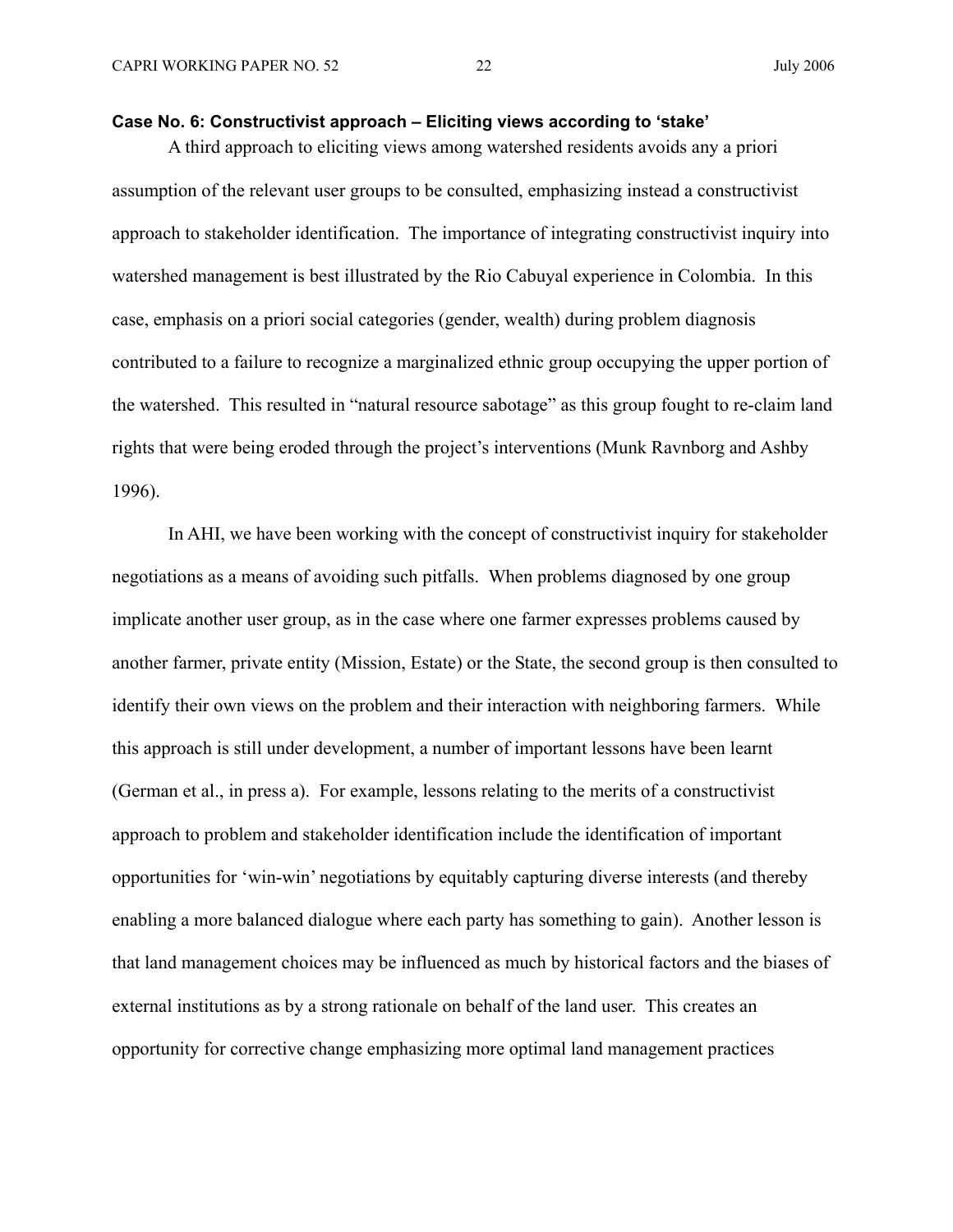**Case No. 6: Constructivist approach – Eliciting views according to 'stake'**

A third approach to eliciting views among watershed residents avoids any a priori assumption of the relevant user groups to be consulted, emphasizing instead a constructivist approach to stakeholder identification. The importance of integrating constructivist inquiry into watershed management is best illustrated by the Rio Cabuyal experience in Colombia. In this case, emphasis on a priori social categories (gender, wealth) during problem diagnosis contributed to a failure to recognize a marginalized ethnic group occupying the upper portion of the watershed. This resulted in "natural resource sabotage" as this group fought to re-claim land rights that were being eroded through the project's interventions (Munk Ravnborg and Ashby 1996).

In AHI, we have been working with the concept of constructivist inquiry for stakeholder negotiations as a means of avoiding such pitfalls. When problems diagnosed by one group implicate another user group, as in the case where one farmer expresses problems caused by another farmer, private entity (Mission, Estate) or the State, the second group is then consulted to identify their own views on the problem and their interaction with neighboring farmers. While this approach is still under development, a number of important lessons have been learnt (German et al., in press a). For example, lessons relating to the merits of a constructivist approach to problem and stakeholder identification include the identification of important opportunities for 'win-win' negotiations by equitably capturing diverse interests (and thereby enabling a more balanced dialogue where each party has something to gain). Another lesson is that land management choices may be influenced as much by historical factors and the biases of external institutions as by a strong rationale on behalf of the land user. This creates an opportunity for corrective change emphasizing more optimal land management practices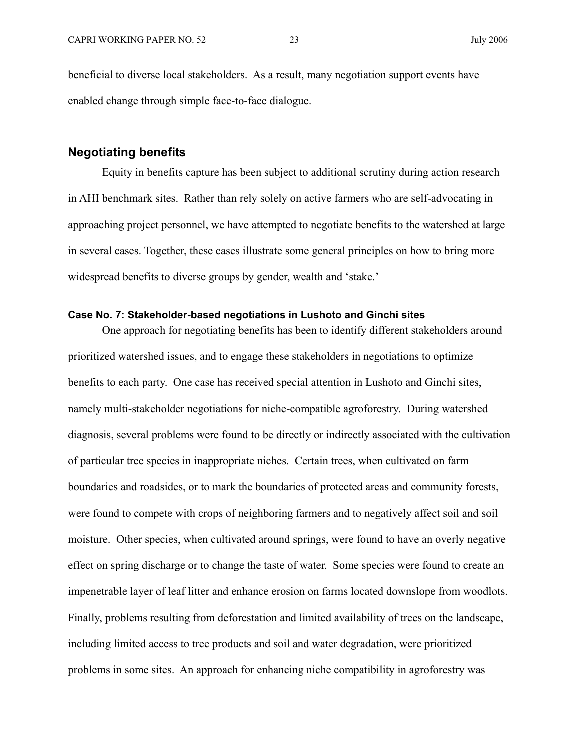beneficial to diverse local stakeholders. As a result, many negotiation support events have enabled change through simple face-to-face dialogue.

## Negotiating benefits

Equity in benefits capture has been subject to additional scrutiny during action research in AHI benchmark sites. Rather than rely solely on active farmers who are self-advocating in approaching project personnel, we have attempted to negotiate benefits to the watershed at large in several cases. Together, these cases illustrate some general principles on how to bring more widespread benefits to diverse groups by gender, wealth and 'stake.'

### Case No. 7: Stakeholder-based negotiations in Lushoto and Ginchi sites

One approach for negotiating benefits has been to identify different stakeholders around prioritized watershed issues, and to engage these stakeholders in negotiations to optimize benefits to each party. One case has received special attention in Lushoto and Ginchi sites, namely multi-stakeholder negotiations for niche-compatible agroforestry. During watershed diagnosis, several problems were found to be directly or indirectly associated with the cultivation of particular tree species in inappropriate niches. Certain trees, when cultivated on farm boundaries and roadsides, or to mark the boundaries of protected areas and community forests, were found to compete with crops of neighboring farmers and to negatively affect soil and soil moisture. Other species, when cultivated around springs, were found to have an overly negative effect on spring discharge or to change the taste of water. Some species were found to create an impenetrable layer of leaf litter and enhance erosion on farms located downslope from woodlots. Finally, problems resulting from deforestation and limited availability of trees on the landscape, including limited access to tree products and soil and water degradation, were prioritized problems in some sites. An approach for enhancing niche compatibility in agroforestry was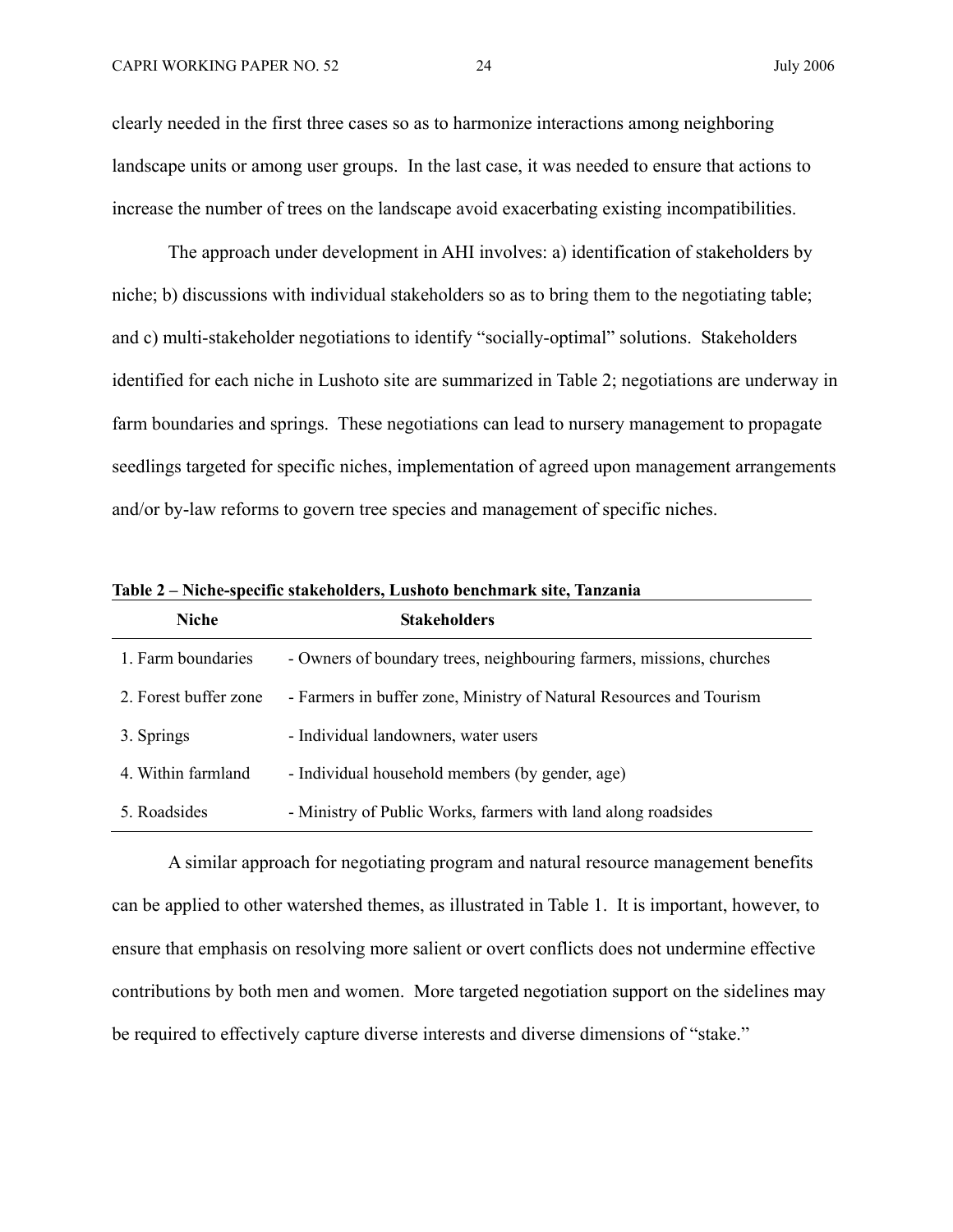clearly needed in the first three cases so as to harmonize interactions among neighboring landscape units or among user groups. In the last case, it was needed to ensure that actions to increase the number of trees on the landscape avoid exacerbating existing incompatibilities.

The approach under development in AHI involves: a) identification of stakeholders by niche; b) discussions with individual stakeholders so as to bring them to the negotiating table; and c) multi-stakeholder negotiations to identify "socially-optimal" solutions. Stakeholders identified for each niche in Lushoto site are summarized in Table 2; negotiations are underway in farm boundaries and springs. These negotiations can lead to nursery management to propagate seedlings targeted for specific niches, implementation of agreed upon management arrangements and/or by-law reforms to govern tree species and management of specific niches.

**Table 2 – Niche-specific stakeholders, Lushoto benchmark site, Tanzania**

| Niche | Stakeholders |
|---|---|
| 1. Farm boundaries | - Owners of boundary trees, neighbouring farmers, missions, churches |
| 2. Forest buffer zone | - Farmers in buffer zone, Ministry of Natural Resources and Tourism |
| 3. Springs | - Individual landowners, water users |
| 4. Within farmland | - Individual household members (by gender, age) |
| 5. Roadsides | - Ministry of Public Works, farmers with land along roadsides |

A similar approach for negotiating program and natural resource management benefits can be applied to other watershed themes, as illustrated in Table 1. It is important, however, to ensure that emphasis on resolving more salient or overt conflicts does not undermine effective contributions by both men and women. More targeted negotiation support on the sidelines may be required to effectively capture diverse interests and diverse dimensions of "stake."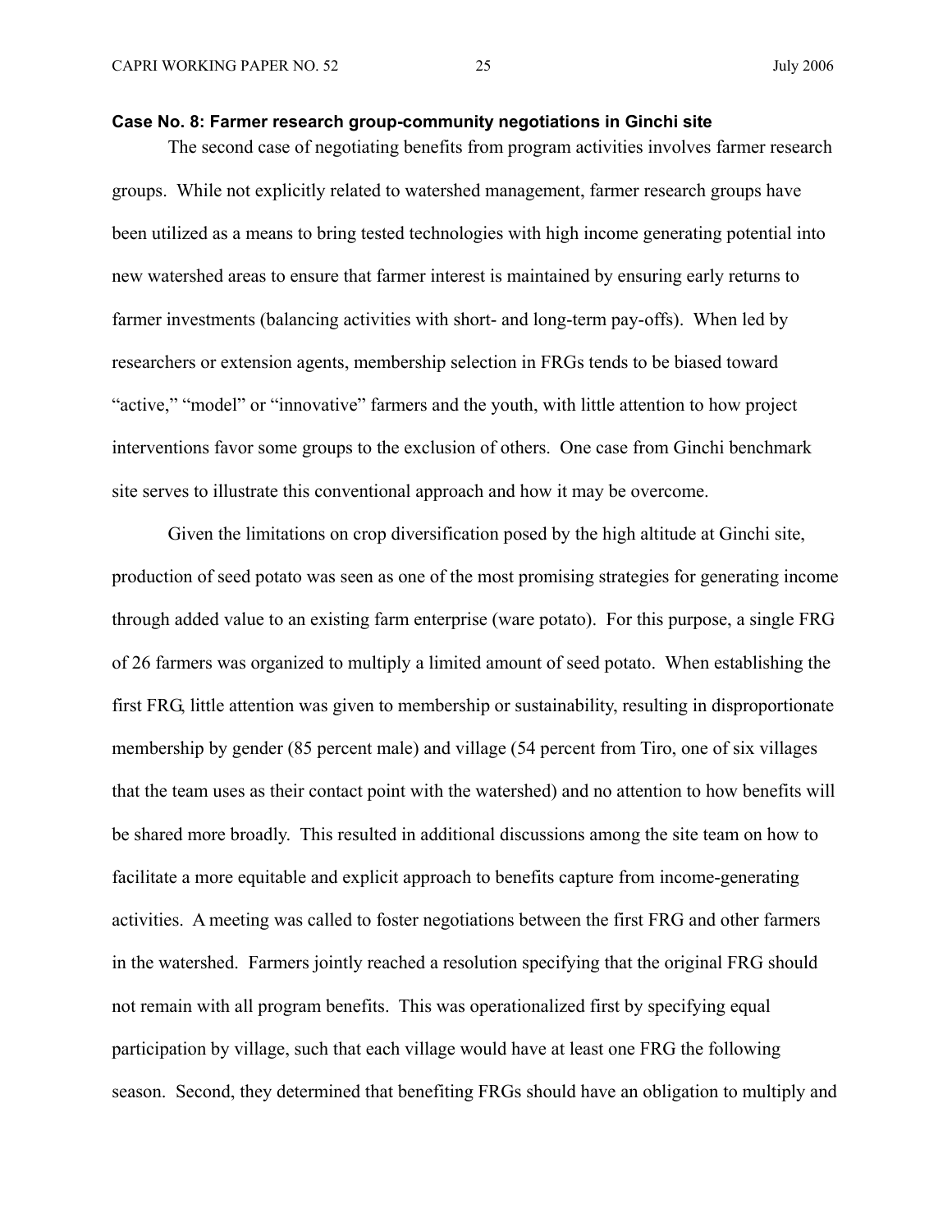**Case No. 8: Farmer research group-community negotiations in Ginchi site**

The second case of negotiating benefits from program activities involves farmer research groups. While not explicitly related to watershed management, farmer research groups have been utilized as a means to bring tested technologies with high income generating potential into new watershed areas to ensure that farmer interest is maintained by ensuring early returns to farmer investments (balancing activities with short- and long-term pay-offs). When led by researchers or extension agents, membership selection in FRGs tends to be biased toward "active," "model" or "innovative" farmers and the youth, with little attention to how project interventions favor some groups to the exclusion of others. One case from Ginchi benchmark site serves to illustrate this conventional approach and how it may be overcome.

Given the limitations on crop diversification posed by the high altitude at Ginchi site, production of seed potato was seen as one of the most promising strategies for generating income through added value to an existing farm enterprise (ware potato). For this purpose, a single FRG of 26 farmers was organized to multiply a limited amount of seed potato. When establishing the first FRG, little attention was given to membership or sustainability, resulting in disproportionate membership by gender (85 percent male) and village (54 percent from Tiro, one of six villages that the team uses as their contact point with the watershed) and no attention to how benefits will be shared more broadly. This resulted in additional discussions among the site team on how to facilitate a more equitable and explicit approach to benefits capture from income-generating activities. A meeting was called to foster negotiations between the first FRG and other farmers in the watershed. Farmers jointly reached a resolution specifying that the original FRG should not remain with all program benefits. This was operationalized first by specifying equal participation by village, such that each village would have at least one FRG the following season. Second, they determined that benefiting FRGs should have an obligation to multiply and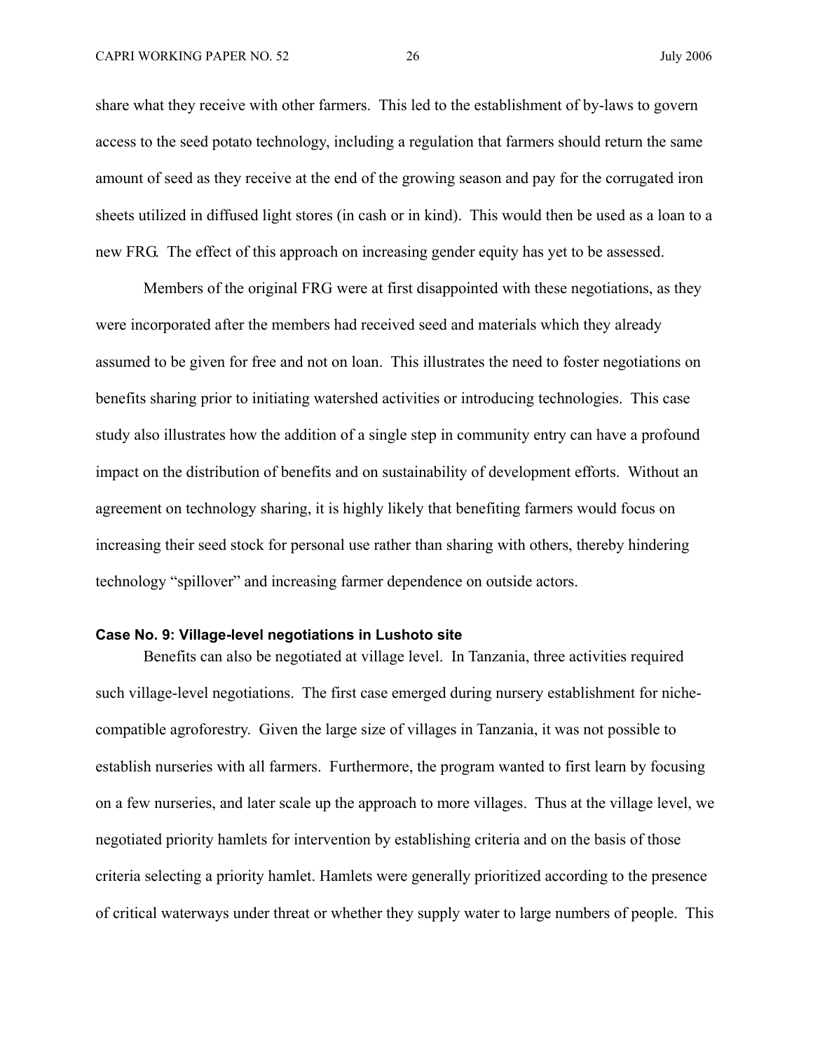share what they receive with other farmers. This led to the establishment of by-laws to govern access to the seed potato technology, including a regulation that farmers should return the same amount of seed as they receive at the end of the growing season and pay for the corrugated iron sheets utilized in diffused light stores (in cash or in kind). This would then be used as a loan to a new FRG. The effect of this approach on increasing gender equity has yet to be assessed.

Members of the original FRG were at first disappointed with these negotiations, as they were incorporated after the members had received seed and materials which they already assumed to be given for free and not on loan. This illustrates the need to foster negotiations on benefits sharing prior to initiating watershed activities or introducing technologies. This case study also illustrates how the addition of a single step in community entry can have a profound impact on the distribution of benefits and on sustainability of development efforts. Without an agreement on technology sharing, it is highly likely that benefiting farmers would focus on increasing their seed stock for personal use rather than sharing with others, thereby hindering technology "spillover" and increasing farmer dependence on outside actors.

#### Case No. 9: Village-level negotiations in Lushoto site

Benefits can also be negotiated at village level. In Tanzania, three activities required such village-level negotiations. The first case emerged during nursery establishment for niche-compatible agroforestry. Given the large size of villages in Tanzania, it was not possible to establish nurseries with all farmers. Furthermore, the program wanted to first learn by focusing on a few nurseries, and later scale up the approach to more villages. Thus at the village level, we negotiated priority hamlets for intervention by establishing criteria and on the basis of those criteria selecting a priority hamlet. Hamlets were generally prioritized according to the presence of critical waterways under threat or whether they supply water to large numbers of people. This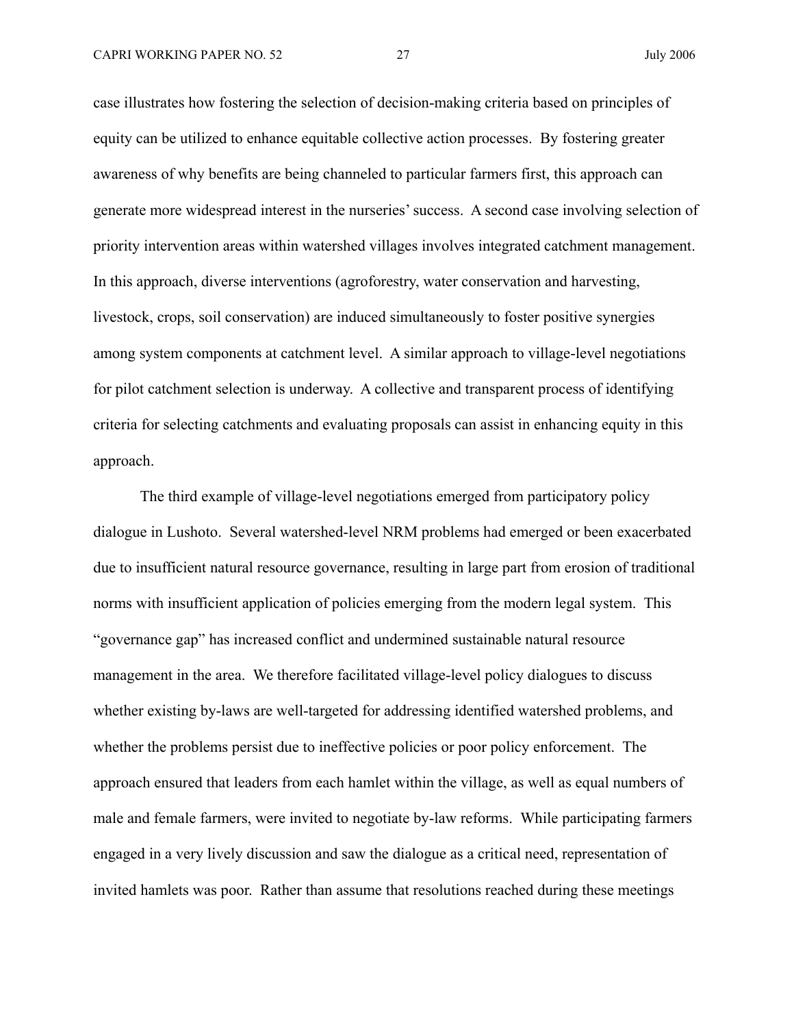case illustrates how fostering the selection of decision-making criteria based on principles of equity can be utilized to enhance equitable collective action processes. By fostering greater awareness of why benefits are being channeled to particular farmers first, this approach can generate more widespread interest in the nurseries' success. A second case involving selection of priority intervention areas within watershed villages involves integrated catchment management. In this approach, diverse interventions (agroforestry, water conservation and harvesting, livestock, crops, soil conservation) are induced simultaneously to foster positive synergies among system components at catchment level. A similar approach to village-level negotiations for pilot catchment selection is underway. A collective and transparent process of identifying criteria for selecting catchments and evaluating proposals can assist in enhancing equity in this approach.

The third example of village-level negotiations emerged from participatory policy dialogue in Lushoto. Several watershed-level NRM problems had emerged or been exacerbated due to insufficient natural resource governance, resulting in large part from erosion of traditional norms with insufficient application of policies emerging from the modern legal system. This "governance gap" has increased conflict and undermined sustainable natural resource management in the area. We therefore facilitated village-level policy dialogues to discuss whether existing by-laws are well-targeted for addressing identified watershed problems, and whether the problems persist due to ineffective policies or poor policy enforcement. The approach ensured that leaders from each hamlet within the village, as well as equal numbers of male and female farmers, were invited to negotiate by-law reforms. While participating farmers engaged in a very lively discussion and saw the dialogue as a critical need, representation of invited hamlets was poor. Rather than assume that resolutions reached during these meetings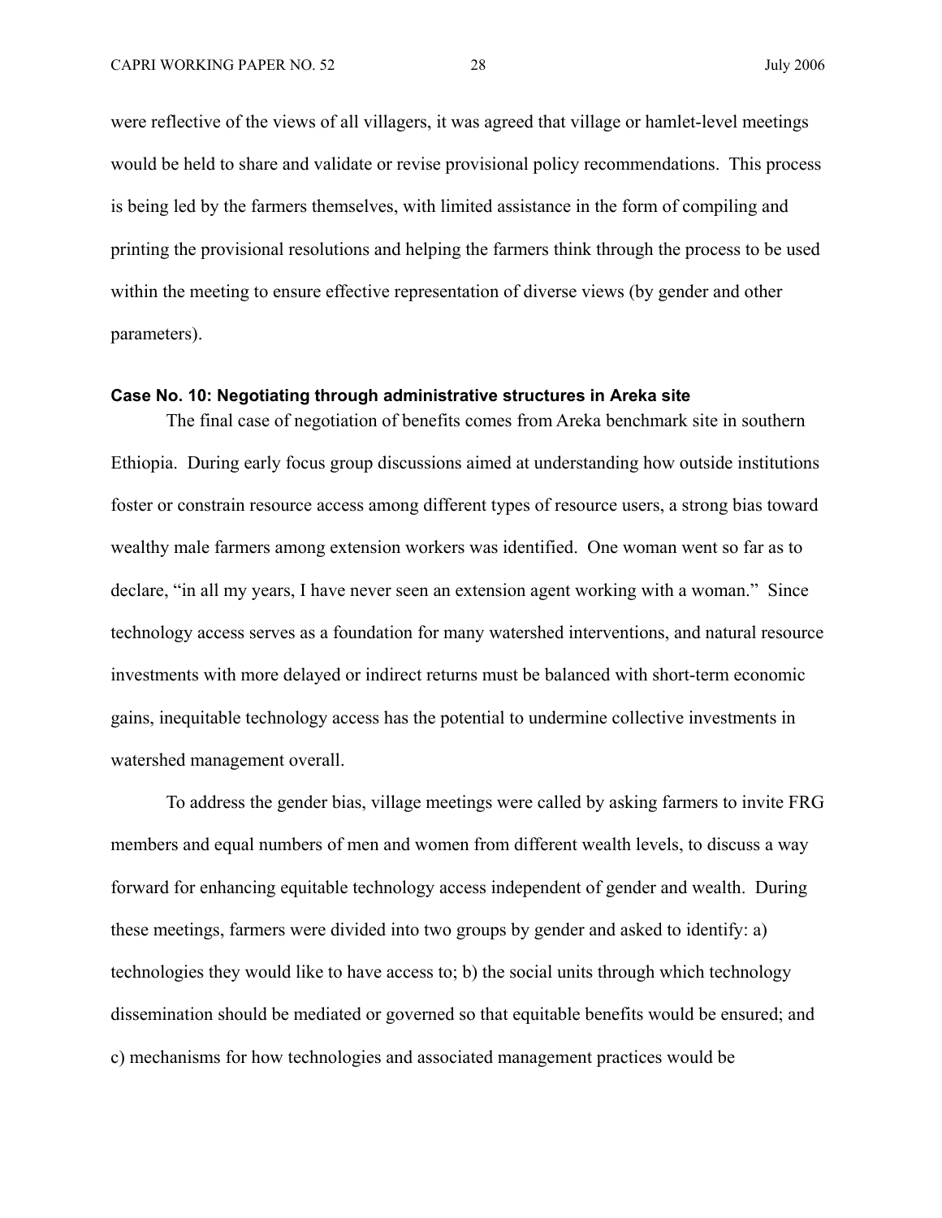were reflective of the views of all villagers, it was agreed that village or hamlet-level meetings would be held to share and validate or revise provisional policy recommendations. This process is being led by the farmers themselves, with limited assistance in the form of compiling and printing the provisional resolutions and helping the farmers think through the process to be used within the meeting to ensure effective representation of diverse views (by gender and other parameters).

#### Case No. 10: Negotiating through administrative structures in Areka site

The final case of negotiation of benefits comes from Areka benchmark site in southern Ethiopia. During early focus group discussions aimed at understanding how outside institutions foster or constrain resource access among different types of resource users, a strong bias toward wealthy male farmers among extension workers was identified. One woman went so far as to declare, "in all my years, I have never seen an extension agent working with a woman." Since technology access serves as a foundation for many watershed interventions, and natural resource investments with more delayed or indirect returns must be balanced with short-term economic gains, inequitable technology access has the potential to undermine collective investments in watershed management overall.

To address the gender bias, village meetings were called by asking farmers to invite FRG members and equal numbers of men and women from different wealth levels, to discuss a way forward for enhancing equitable technology access independent of gender and wealth. During these meetings, farmers were divided into two groups by gender and asked to identify: a) technologies they would like to have access to; b) the social units through which technology dissemination should be mediated or governed so that equitable benefits would be ensured; and c) mechanisms for how technologies and associated management practices would be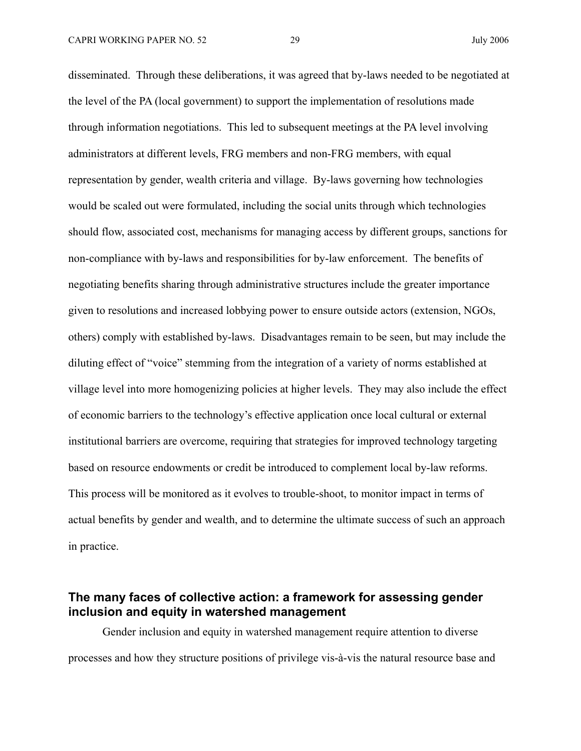disseminated. Through these deliberations, it was agreed that by-laws needed to be negotiated at the level of the PA (local government) to support the implementation of resolutions made through information negotiations. This led to subsequent meetings at the PA level involving administrators at different levels, FRG members and non-FRG members, with equal representation by gender, wealth criteria and village. By-laws governing how technologies would be scaled out were formulated, including the social units through which technologies should flow, associated cost, mechanisms for managing access by different groups, sanctions for non-compliance with by-laws and responsibilities for by-law enforcement. The benefits of negotiating benefits sharing through administrative structures include the greater importance given to resolutions and increased lobbying power to ensure outside actors (extension, NGOs, others) comply with established by-laws. Disadvantages remain to be seen, but may include the diluting effect of "voice" stemming from the integration of a variety of norms established at village level into more homogenizing policies at higher levels. They may also include the effect of economic barriers to the technology's effective application once local cultural or external institutional barriers are overcome, requiring that strategies for improved technology targeting based on resource endowments or credit be introduced to complement local by-law reforms. This process will be monitored as it evolves to trouble-shoot, to monitor impact in terms of actual benefits by gender and wealth, and to determine the ultimate success of such an approach in practice.

## The many faces of collective action: a framework for assessing gender inclusion and equity in watershed management

Gender inclusion and equity in watershed management require attention to diverse processes and how they structure positions of privilege vis-à-vis the natural resource base and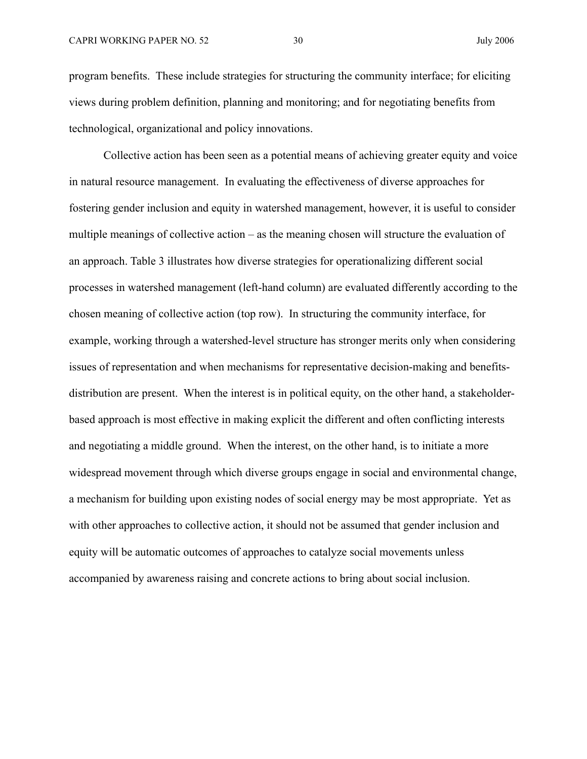program benefits. These include strategies for structuring the community interface; for eliciting views during problem definition, planning and monitoring; and for negotiating benefits from technological, organizational and policy innovations.

Collective action has been seen as a potential means of achieving greater equity and voice in natural resource management. In evaluating the effectiveness of diverse approaches for fostering gender inclusion and equity in watershed management, however, it is useful to consider multiple meanings of collective action – as the meaning chosen will structure the evaluation of an approach. Table 3 illustrates how diverse strategies for operationalizing different social processes in watershed management (left-hand column) are evaluated differently according to the chosen meaning of collective action (top row). In structuring the community interface, for example, working through a watershed-level structure has stronger merits only when considering issues of representation and when mechanisms for representative decision-making and benefits-distribution are present. When the interest is in political equity, on the other hand, a stakeholder-based approach is most effective in making explicit the different and often conflicting interests and negotiating a middle ground. When the interest, on the other hand, is to initiate a more widespread movement through which diverse groups engage in social and environmental change, a mechanism for building upon existing nodes of social energy may be most appropriate. Yet as with other approaches to collective action, it should not be assumed that gender inclusion and equity will be automatic outcomes of approaches to catalyze social movements unless accompanied by awareness raising and concrete actions to bring about social inclusion.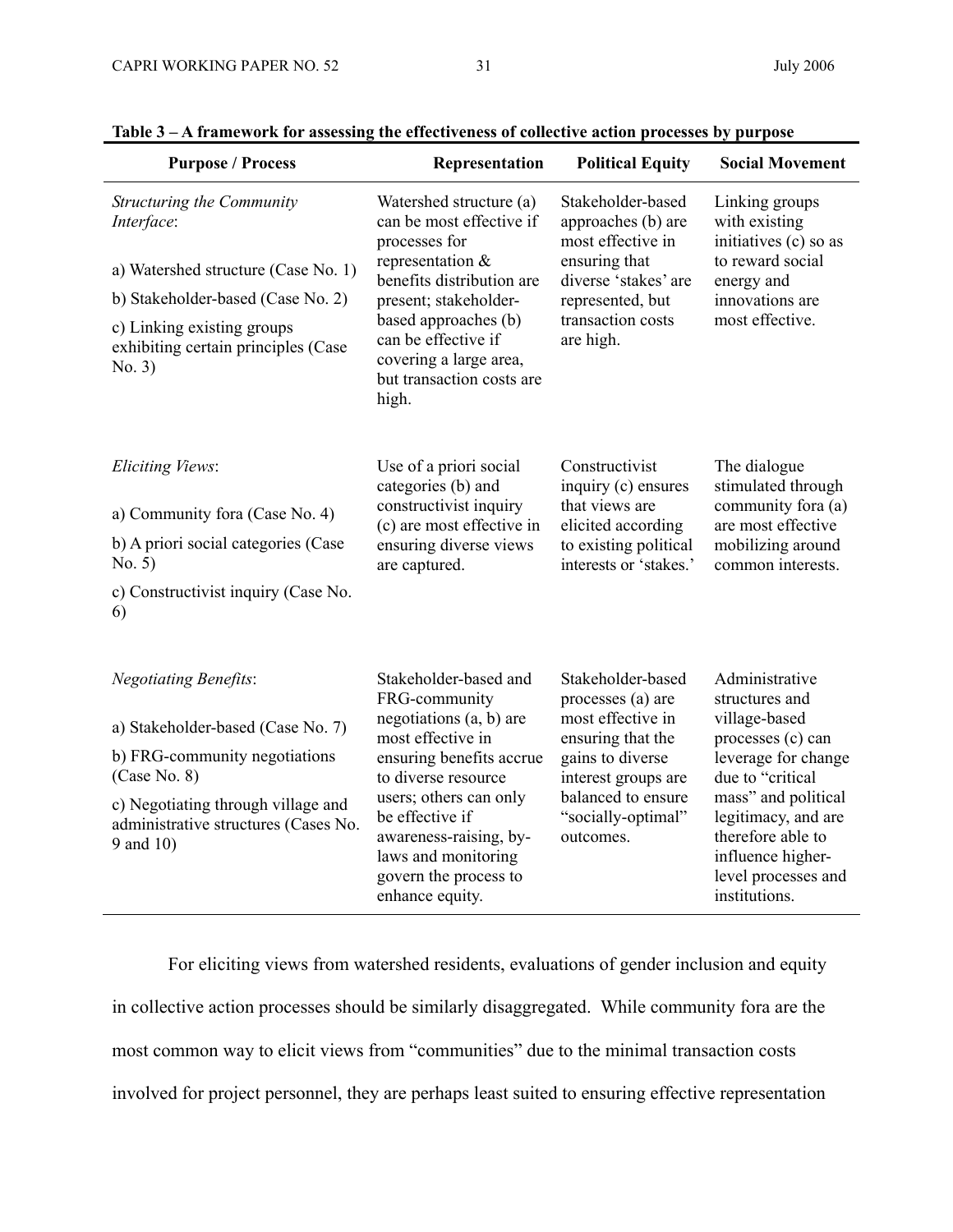**Table 3 – A framework for assessing the effectiveness of collective action processes by purpose**

| Purpose / Process | Representation | Political Equity | Social Movement |
|---|---|---|---|
| *Structuring the Community Interface*:<br><br>a) Watershed structure (Case No. 1)<br>b) Stakeholder-based (Case No. 2)<br>c) Linking existing groups exhibiting certain principles (Case No. 3) | Watershed structure (a) can be most effective if processes for representation & benefits distribution are present; stakeholder-based approaches (b) can be effective if covering a large area, but transaction costs are high. | Stakeholder-based approaches (b) are most effective in ensuring that diverse 'stakes' are represented, but transaction costs are high. | Linking groups with existing initiatives (c) so as to reward social energy and innovations are most effective. |
| *Eliciting Views*:<br><br>a) Community fora (Case No. 4)<br>b) A priori social categories (Case No. 5)<br>c) Constructivist inquiry (Case No. 6) | Use of a priori social categories (b) and constructivist inquiry (c) are most effective in ensuring diverse views are captured. | Constructivist inquiry (c) ensures that views are elicited according to existing political interests or 'stakes.' | The dialogue stimulated through community fora (a) are most effective mobilizing around common interests. |
| *Negotiating Benefits*:<br><br>a) Stakeholder-based (Case No. 7)<br>b) FRG-community negotiations (Case No. 8)<br>c) Negotiating through village and administrative structures (Cases No. 9 and 10) | Stakeholder-based and FRG-community negotiations (a, b) are most effective in ensuring benefits accrue to diverse resource users; others can only be effective if awareness-raising, by-laws and monitoring govern the process to enhance equity. | Stakeholder-based processes (a) are most effective in ensuring that the gains to diverse interest groups are balanced to ensure "socially-optimal" outcomes. | Administrative structures and village-based processes (c) can leverage for change due to "critical mass" and political legitimacy, and are therefore able to influence higher-level processes and institutions. |

For eliciting views from watershed residents, evaluations of gender inclusion and equity in collective action processes should be similarly disaggregated. While community fora are the most common way to elicit views from "communities" due to the minimal transaction costs involved for project personnel, they are perhaps least suited to ensuring effective representation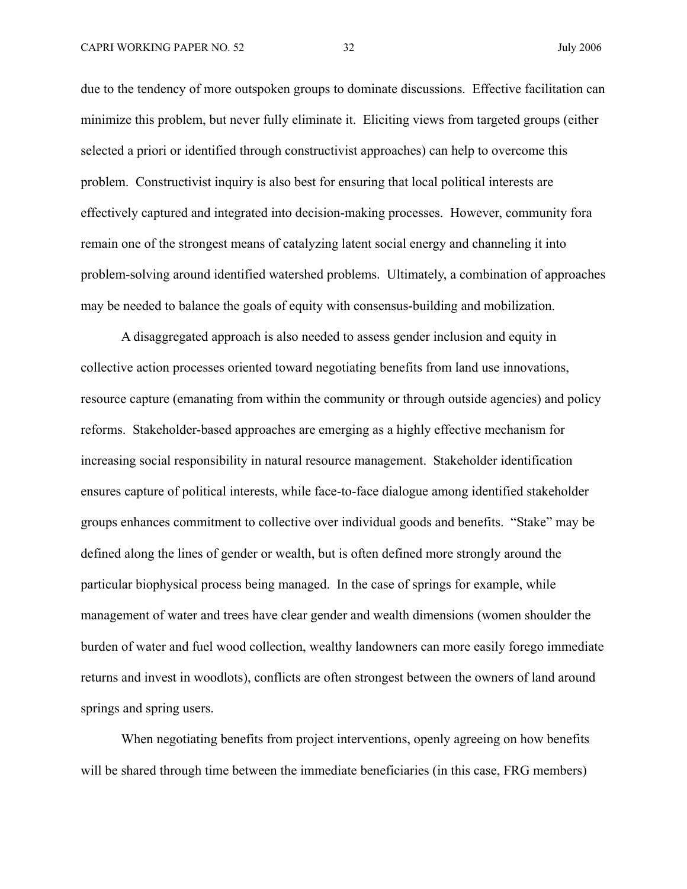due to the tendency of more outspoken groups to dominate discussions. Effective facilitation can minimize this problem, but never fully eliminate it. Eliciting views from targeted groups (either selected a priori or identified through constructivist approaches) can help to overcome this problem. Constructivist inquiry is also best for ensuring that local political interests are effectively captured and integrated into decision-making processes. However, community fora remain one of the strongest means of catalyzing latent social energy and channeling it into problem-solving around identified watershed problems. Ultimately, a combination of approaches may be needed to balance the goals of equity with consensus-building and mobilization.

A disaggregated approach is also needed to assess gender inclusion and equity in collective action processes oriented toward negotiating benefits from land use innovations, resource capture (emanating from within the community or through outside agencies) and policy reforms. Stakeholder-based approaches are emerging as a highly effective mechanism for increasing social responsibility in natural resource management. Stakeholder identification ensures capture of political interests, while face-to-face dialogue among identified stakeholder groups enhances commitment to collective over individual goods and benefits. "Stake" may be defined along the lines of gender or wealth, but is often defined more strongly around the particular biophysical process being managed. In the case of springs for example, while management of water and trees have clear gender and wealth dimensions (women shoulder the burden of water and fuel wood collection, wealthy landowners can more easily forego immediate returns and invest in woodlots), conflicts are often strongest between the owners of land around springs and spring users.

When negotiating benefits from project interventions, openly agreeing on how benefits will be shared through time between the immediate beneficiaries (in this case, FRG members)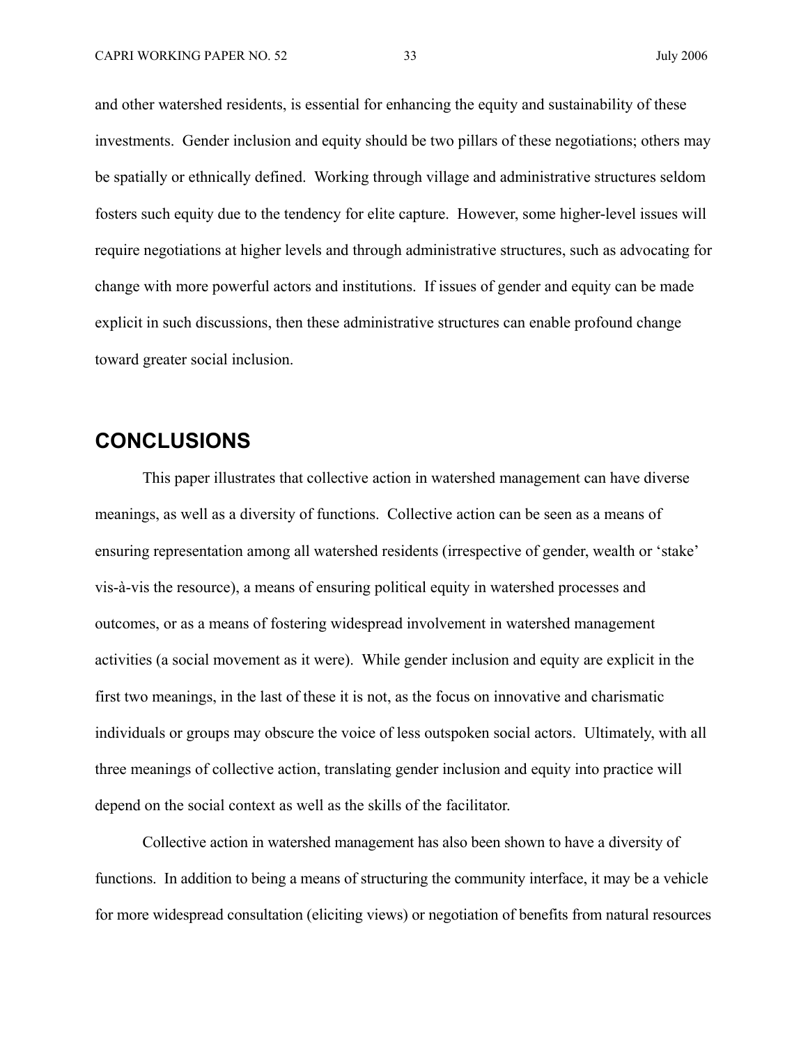and other watershed residents, is essential for enhancing the equity and sustainability of these investments. Gender inclusion and equity should be two pillars of these negotiations; others may be spatially or ethnically defined. Working through village and administrative structures seldom fosters such equity due to the tendency for elite capture. However, some higher-level issues will require negotiations at higher levels and through administrative structures, such as advocating for change with more powerful actors and institutions. If issues of gender and equity can be made explicit in such discussions, then these administrative structures can enable profound change toward greater social inclusion.

## CONCLUSIONS

This paper illustrates that collective action in watershed management can have diverse meanings, as well as a diversity of functions. Collective action can be seen as a means of ensuring representation among all watershed residents (irrespective of gender, wealth or 'stake' vis-à-vis the resource), a means of ensuring political equity in watershed processes and outcomes, or as a means of fostering widespread involvement in watershed management activities (a social movement as it were). While gender inclusion and equity are explicit in the first two meanings, in the last of these it is not, as the focus on innovative and charismatic individuals or groups may obscure the voice of less outspoken social actors. Ultimately, with all three meanings of collective action, translating gender inclusion and equity into practice will depend on the social context as well as the skills of the facilitator.

Collective action in watershed management has also been shown to have a diversity of functions. In addition to being a means of structuring the community interface, it may be a vehicle for more widespread consultation (eliciting views) or negotiation of benefits from natural resources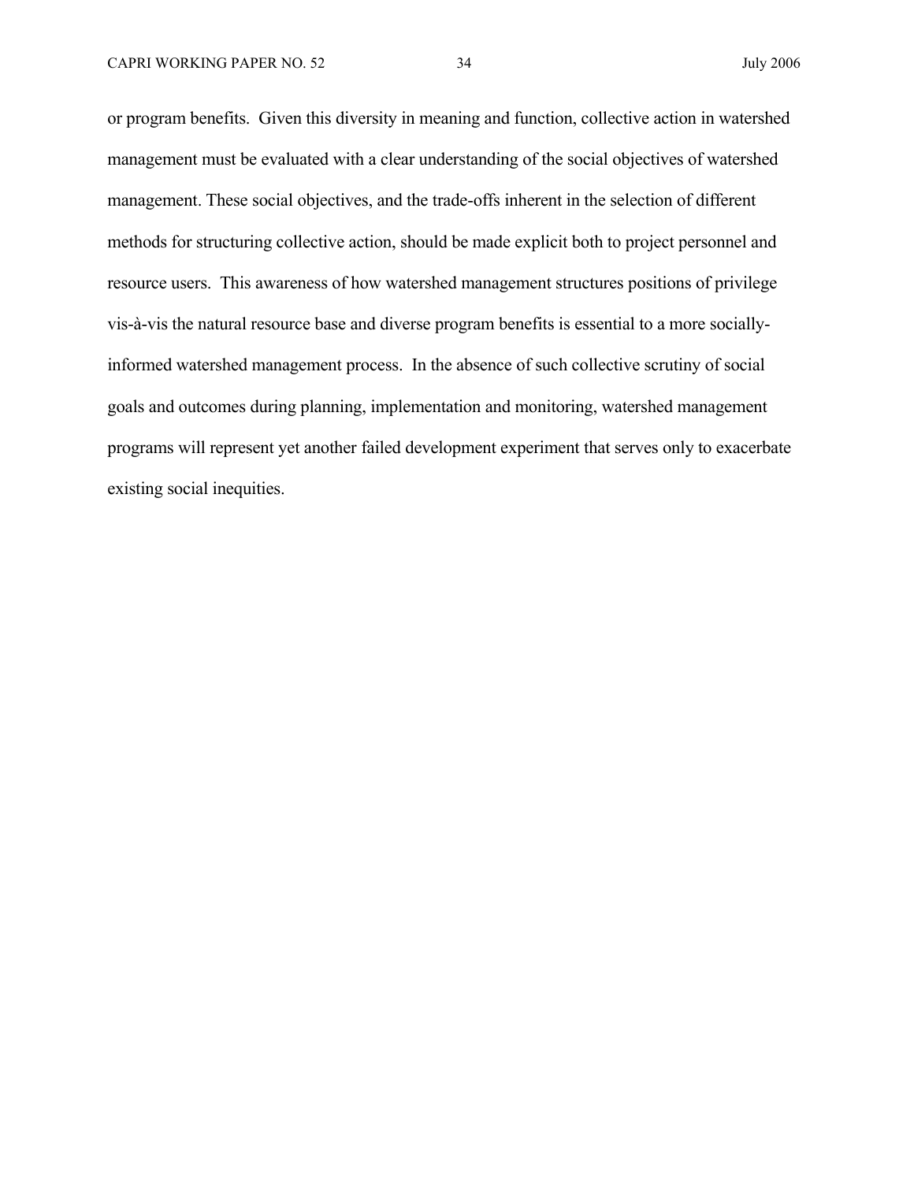or program benefits. Given this diversity in meaning and function, collective action in watershed management must be evaluated with a clear understanding of the social objectives of watershed management. These social objectives, and the trade-offs inherent in the selection of different methods for structuring collective action, should be made explicit both to project personnel and resource users. This awareness of how watershed management structures positions of privilege vis-à-vis the natural resource base and diverse program benefits is essential to a more socially-informed watershed management process. In the absence of such collective scrutiny of social goals and outcomes during planning, implementation and monitoring, watershed management programs will represent yet another failed development experiment that serves only to exacerbate existing social inequities.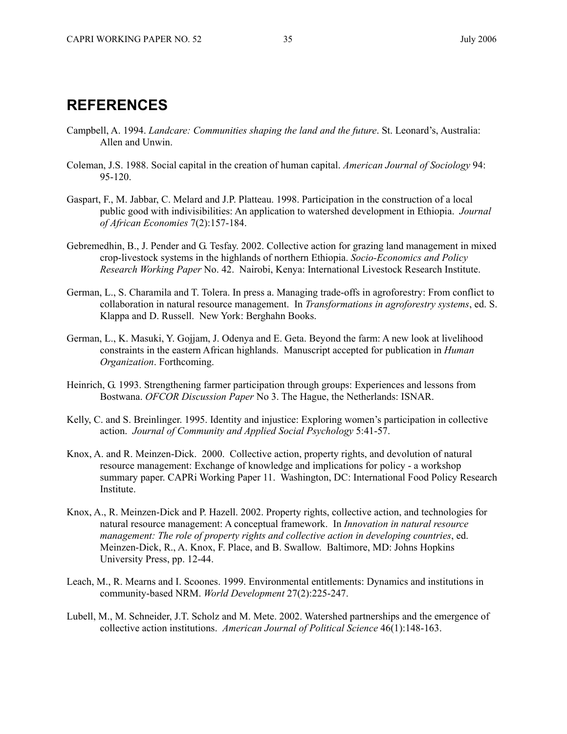## REFERENCES

Campbell, A. 1994. *Landcare: Communities shaping the land and the future*. St. Leonard's, Australia: Allen and Unwin.

Coleman, J.S. 1988. Social capital in the creation of human capital. *American Journal of Sociology* 94: 95-120.

Gaspart, F., M. Jabbar, C. Melard and J.P. Platteau. 1998. Participation in the construction of a local public good with indivisibilities: An application to watershed development in Ethiopia. *Journal of African Economies* 7(2):157-184.

Gebremedhin, B., J. Pender and G. Tesfay. 2002. Collective action for grazing land management in mixed crop-livestock systems in the highlands of northern Ethiopia. *Socio-Economics and Policy Research Working Paper* No. 42. Nairobi, Kenya: International Livestock Research Institute.

German, L., S. Charamila and T. Tolera. In press a. Managing trade-offs in agroforestry: From conflict to collaboration in natural resource management. In *Transformations in agroforestry systems*, ed. S. Klappa and D. Russell. New York: Berghahn Books.

German, L., K. Masuki, Y. Gojjam, J. Odenya and E. Geta. Beyond the farm: A new look at livelihood constraints in the eastern African highlands. Manuscript accepted for publication in *Human Organization*. Forthcoming.

Heinrich, G. 1993. Strengthening farmer participation through groups: Experiences and lessons from Bostwana. *OFCOR Discussion Paper* No 3. The Hague, the Netherlands: ISNAR.

Kelly, C. and S. Breinlinger. 1995. Identity and injustice: Exploring women's participation in collective action. *Journal of Community and Applied Social Psychology* 5:41-57.

Knox, A. and R. Meinzen-Dick. 2000. Collective action, property rights, and devolution of natural resource management: Exchange of knowledge and implications for policy - a workshop summary paper. CAPRi Working Paper 11. Washington, DC: International Food Policy Research Institute.

Knox, A., R. Meinzen-Dick and P. Hazell. 2002. Property rights, collective action, and technologies for natural resource management: A conceptual framework. In *Innovation in natural resource management: The role of property rights and collective action in developing countries*, ed. Meinzen-Dick, R., A. Knox, F. Place, and B. Swallow. Baltimore, MD: Johns Hopkins University Press, pp. 12-44.

Leach, M., R. Mearns and I. Scoones. 1999. Environmental entitlements: Dynamics and institutions in community-based NRM. *World Development* 27(2):225-247.

Lubell, M., M. Schneider, J.T. Scholz and M. Mete. 2002. Watershed partnerships and the emergence of collective action institutions. *American Journal of Political Science* 46(1):148-163.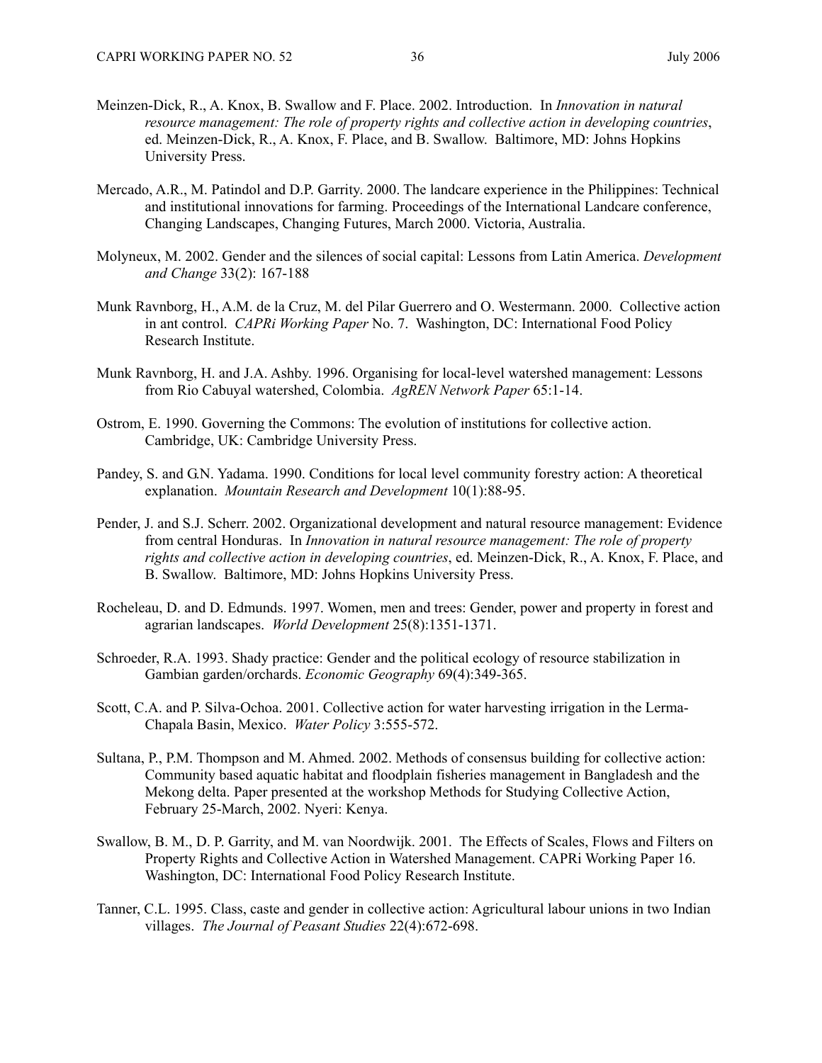Meinzen-Dick, R., A. Knox, B. Swallow and F. Place. 2002. Introduction. In *Innovation in natural resource management: The role of property rights and collective action in developing countries*, ed. Meinzen-Dick, R., A. Knox, F. Place, and B. Swallow. Baltimore, MD: Johns Hopkins University Press.

Mercado, A.R., M. Patindol and D.P. Garrity. 2000. The landcare experience in the Philippines: Technical and institutional innovations for farming. Proceedings of the International Landcare conference, Changing Landscapes, Changing Futures, March 2000. Victoria, Australia.

Molyneux, M. 2002. Gender and the silences of social capital: Lessons from Latin America. *Development and Change* 33(2): 167-188

Munk Ravnborg, H., A.M. de la Cruz, M. del Pilar Guerrero and O. Westermann. 2000. Collective action in ant control. *CAPRi Working Paper* No. 7. Washington, DC: International Food Policy Research Institute.

Munk Ravnborg, H. and J.A. Ashby. 1996. Organising for local-level watershed management: Lessons from Rio Cabuyal watershed, Colombia. *AgREN Network Paper* 65:1-14.

Ostrom, E. 1990. Governing the Commons: The evolution of institutions for collective action. Cambridge, UK: Cambridge University Press.

Pandey, S. and G.N. Yadama. 1990. Conditions for local level community forestry action: A theoretical explanation. *Mountain Research and Development* 10(1):88-95.

Pender, J. and S.J. Scherr. 2002. Organizational development and natural resource management: Evidence from central Honduras. In *Innovation in natural resource management: The role of property rights and collective action in developing countries*, ed. Meinzen-Dick, R., A. Knox, F. Place, and B. Swallow. Baltimore, MD: Johns Hopkins University Press.

Rocheleau, D. and D. Edmunds. 1997. Women, men and trees: Gender, power and property in forest and agrarian landscapes. *World Development* 25(8):1351-1371.

Schroeder, R.A. 1993. Shady practice: Gender and the political ecology of resource stabilization in Gambian garden/orchards. *Economic Geography* 69(4):349-365.

Scott, C.A. and P. Silva-Ochoa. 2001. Collective action for water harvesting irrigation in the Lerma-Chapala Basin, Mexico. *Water Policy* 3:555-572.

Sultana, P., P.M. Thompson and M. Ahmed. 2002. Methods of consensus building for collective action: Community based aquatic habitat and floodplain fisheries management in Bangladesh and the Mekong delta. Paper presented at the workshop Methods for Studying Collective Action, February 25-March, 2002. Nyeri: Kenya.

Swallow, B. M., D. P. Garrity, and M. van Noordwijk. 2001. The Effects of Scales, Flows and Filters on Property Rights and Collective Action in Watershed Management. CAPRi Working Paper 16. Washington, DC: International Food Policy Research Institute.

Tanner, C.L. 1995. Class, caste and gender in collective action: Agricultural labour unions in two Indian villages. *The Journal of Peasant Studies* 22(4):672-698.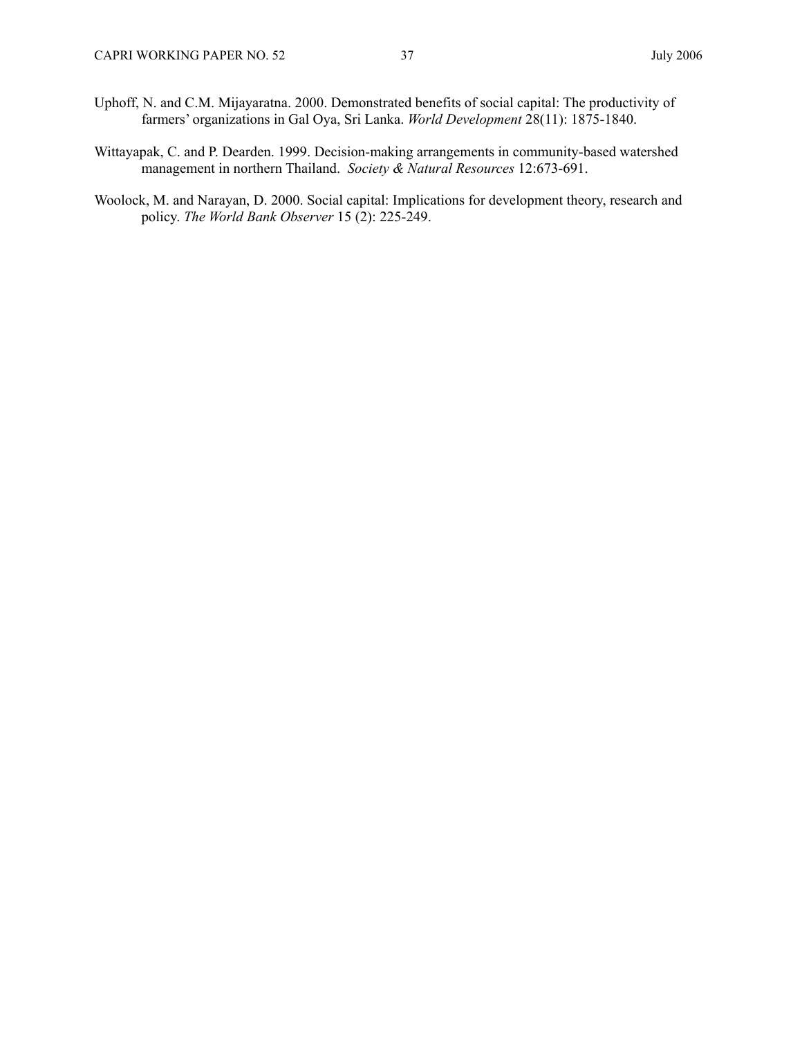Uphoff, N. and C.M. Mijayaratna. 2000. Demonstrated benefits of social capital: The productivity of farmers' organizations in Gal Oya, Sri Lanka. *World Development* 28(11): 1875-1840.

Wittayapak, C. and P. Dearden. 1999. Decision-making arrangements in community-based watershed management in northern Thailand. *Society & Natural Resources* 12:673-691.

Woolock, M. and Narayan, D. 2000. Social capital: Implications for development theory, research and policy. *The World Bank Observer* 15 (2): 225-249.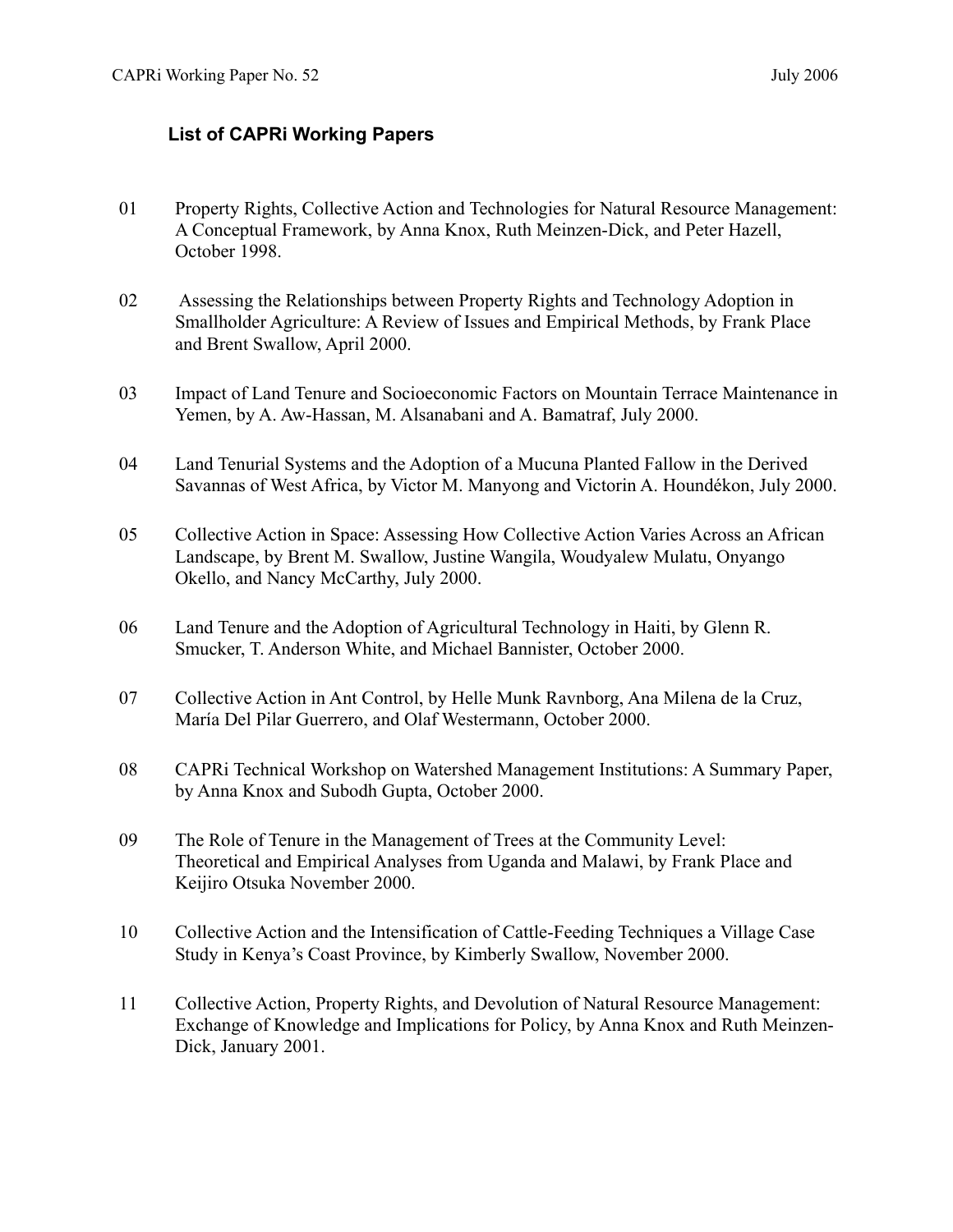## List of CAPRi Working Papers

01 Property Rights, Collective Action and Technologies for Natural Resource Management: A Conceptual Framework, by Anna Knox, Ruth Meinzen-Dick, and Peter Hazell, October 1998.

02 Assessing the Relationships between Property Rights and Technology Adoption in Smallholder Agriculture: A Review of Issues and Empirical Methods, by Frank Place and Brent Swallow, April 2000.

03 Impact of Land Tenure and Socioeconomic Factors on Mountain Terrace Maintenance in Yemen, by A. Aw-Hassan, M. Alsanabani and A. Bamatraf, July 2000.

04 Land Tenurial Systems and the Adoption of a Mucuna Planted Fallow in the Derived Savannas of West Africa, by Victor M. Manyong and Victorin A. Houndékon, July 2000.

05 Collective Action in Space: Assessing How Collective Action Varies Across an African Landscape, by Brent M. Swallow, Justine Wangila, Woudyalew Mulatu, Onyango Okello, and Nancy McCarthy, July 2000.

06 Land Tenure and the Adoption of Agricultural Technology in Haiti, by Glenn R. Smucker, T. Anderson White, and Michael Bannister, October 2000.

07 Collective Action in Ant Control, by Helle Munk Ravnborg, Ana Milena de la Cruz, María Del Pilar Guerrero, and Olaf Westermann, October 2000.

08 CAPRi Technical Workshop on Watershed Management Institutions: A Summary Paper, by Anna Knox and Subodh Gupta, October 2000.

09 The Role of Tenure in the Management of Trees at the Community Level: Theoretical and Empirical Analyses from Uganda and Malawi, by Frank Place and Keijiro Otsuka November 2000.

10 Collective Action and the Intensification of Cattle-Feeding Techniques a Village Case Study in Kenya's Coast Province, by Kimberly Swallow, November 2000.

11 Collective Action, Property Rights, and Devolution of Natural Resource Management: Exchange of Knowledge and Implications for Policy, by Anna Knox and Ruth Meinzen-Dick, January 2001.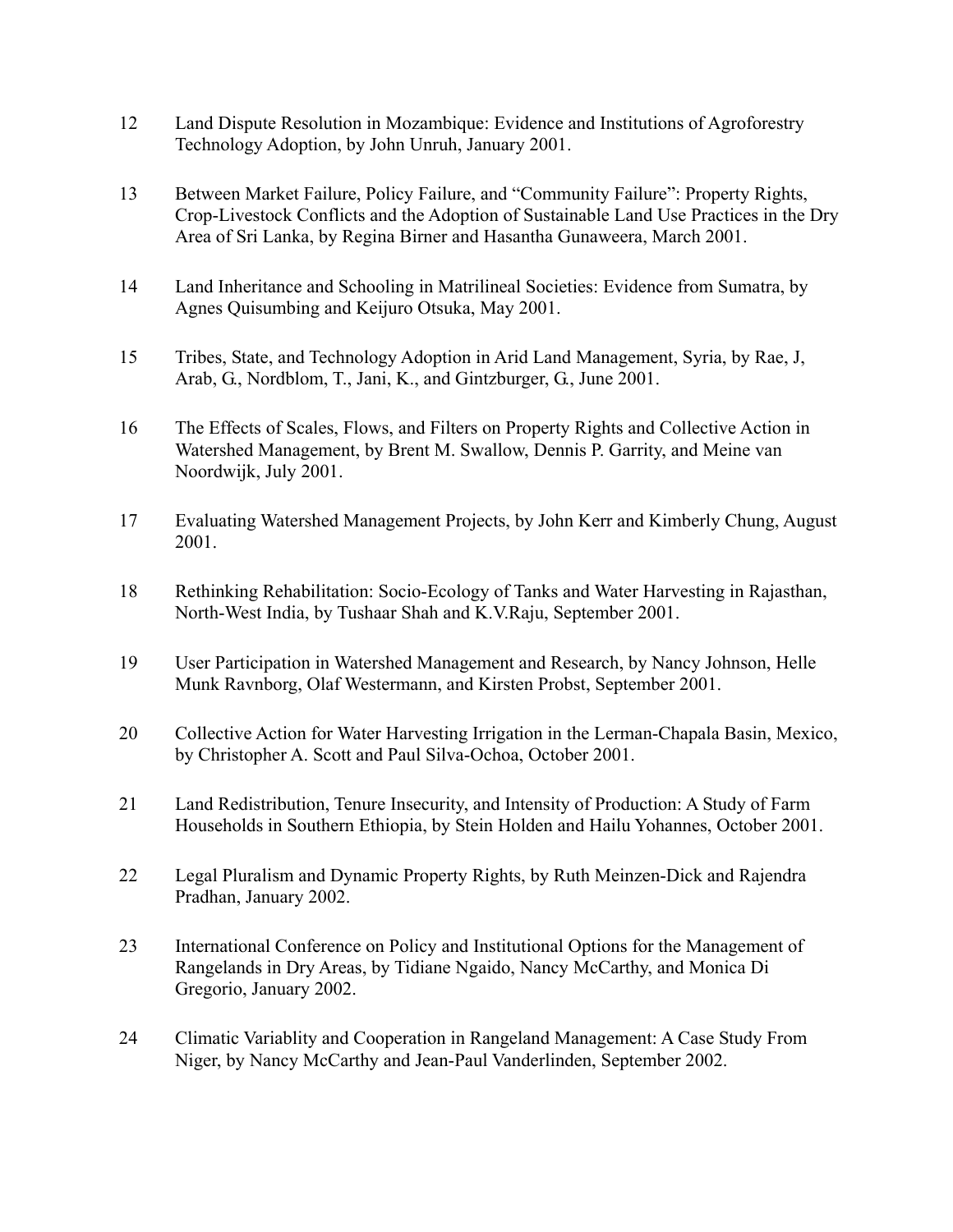12 Land Dispute Resolution in Mozambique: Evidence and Institutions of Agroforestry Technology Adoption, by John Unruh, January 2001.

13 Between Market Failure, Policy Failure, and "Community Failure": Property Rights, Crop-Livestock Conflicts and the Adoption of Sustainable Land Use Practices in the Dry Area of Sri Lanka, by Regina Birner and Hasantha Gunaweera, March 2001.

14 Land Inheritance and Schooling in Matrilineal Societies: Evidence from Sumatra, by Agnes Quisumbing and Keijuro Otsuka, May 2001.

15 Tribes, State, and Technology Adoption in Arid Land Management, Syria, by Rae, J, Arab, G., Nordblom, T., Jani, K., and Gintzburger, G., June 2001.

16 The Effects of Scales, Flows, and Filters on Property Rights and Collective Action in Watershed Management, by Brent M. Swallow, Dennis P. Garrity, and Meine van Noordwijk, July 2001.

17 Evaluating Watershed Management Projects, by John Kerr and Kimberly Chung, August 2001.

18 Rethinking Rehabilitation: Socio-Ecology of Tanks and Water Harvesting in Rajasthan, North-West India, by Tushaar Shah and K.V.Raju, September 2001.

19 User Participation in Watershed Management and Research, by Nancy Johnson, Helle Munk Ravnborg, Olaf Westermann, and Kirsten Probst, September 2001.

20 Collective Action for Water Harvesting Irrigation in the Lerman-Chapala Basin, Mexico, by Christopher A. Scott and Paul Silva-Ochoa, October 2001.

21 Land Redistribution, Tenure Insecurity, and Intensity of Production: A Study of Farm Households in Southern Ethiopia, by Stein Holden and Hailu Yohannes, October 2001.

22 Legal Pluralism and Dynamic Property Rights, by Ruth Meinzen-Dick and Rajendra Pradhan, January 2002.

23 International Conference on Policy and Institutional Options for the Management of Rangelands in Dry Areas, by Tidiane Ngaido, Nancy McCarthy, and Monica Di Gregorio, January 2002.

24 Climatic Variablity and Cooperation in Rangeland Management: A Case Study From Niger, by Nancy McCarthy and Jean-Paul Vanderlinden, September 2002.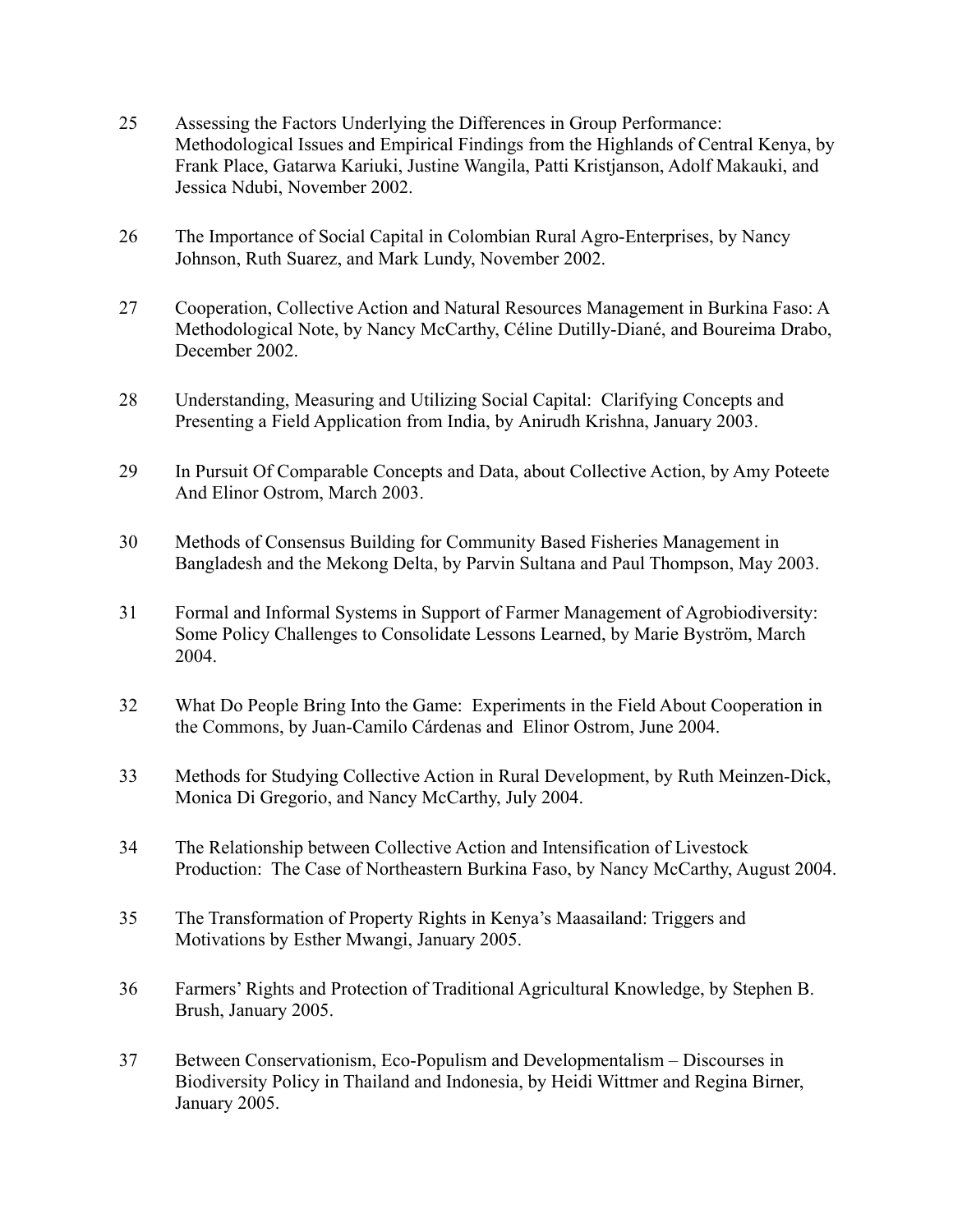25 Assessing the Factors Underlying the Differences in Group Performance: Methodological Issues and Empirical Findings from the Highlands of Central Kenya, by Frank Place, Gatarwa Kariuki, Justine Wangila, Patti Kristjanson, Adolf Makauki, and Jessica Ndubi, November 2002.

26 The Importance of Social Capital in Colombian Rural Agro-Enterprises, by Nancy Johnson, Ruth Suarez, and Mark Lundy, November 2002.

27 Cooperation, Collective Action and Natural Resources Management in Burkina Faso: A Methodological Note, by Nancy McCarthy, Céline Dutilly-Diané, and Boureima Drabo, December 2002.

28 Understanding, Measuring and Utilizing Social Capital: Clarifying Concepts and Presenting a Field Application from India, by Anirudh Krishna, January 2003.

29 In Pursuit Of Comparable Concepts and Data, about Collective Action, by Amy Poteete And Elinor Ostrom, March 2003.

30 Methods of Consensus Building for Community Based Fisheries Management in Bangladesh and the Mekong Delta, by Parvin Sultana and Paul Thompson, May 2003.

31 Formal and Informal Systems in Support of Farmer Management of Agrobiodiversity: Some Policy Challenges to Consolidate Lessons Learned, by Marie Byström, March 2004.

32 What Do People Bring Into the Game: Experiments in the Field About Cooperation in the Commons, by Juan-Camilo Cárdenas and Elinor Ostrom, June 2004.

33 Methods for Studying Collective Action in Rural Development, by Ruth Meinzen-Dick, Monica Di Gregorio, and Nancy McCarthy, July 2004.

34 The Relationship between Collective Action and Intensification of Livestock Production: The Case of Northeastern Burkina Faso, by Nancy McCarthy, August 2004.

35 The Transformation of Property Rights in Kenya's Maasailand: Triggers and Motivations by Esther Mwangi, January 2005.

36 Farmers' Rights and Protection of Traditional Agricultural Knowledge, by Stephen B. Brush, January 2005.

37 Between Conservationism, Eco-Populism and Developmentalism – Discourses in Biodiversity Policy in Thailand and Indonesia, by Heidi Wittmer and Regina Birner, January 2005.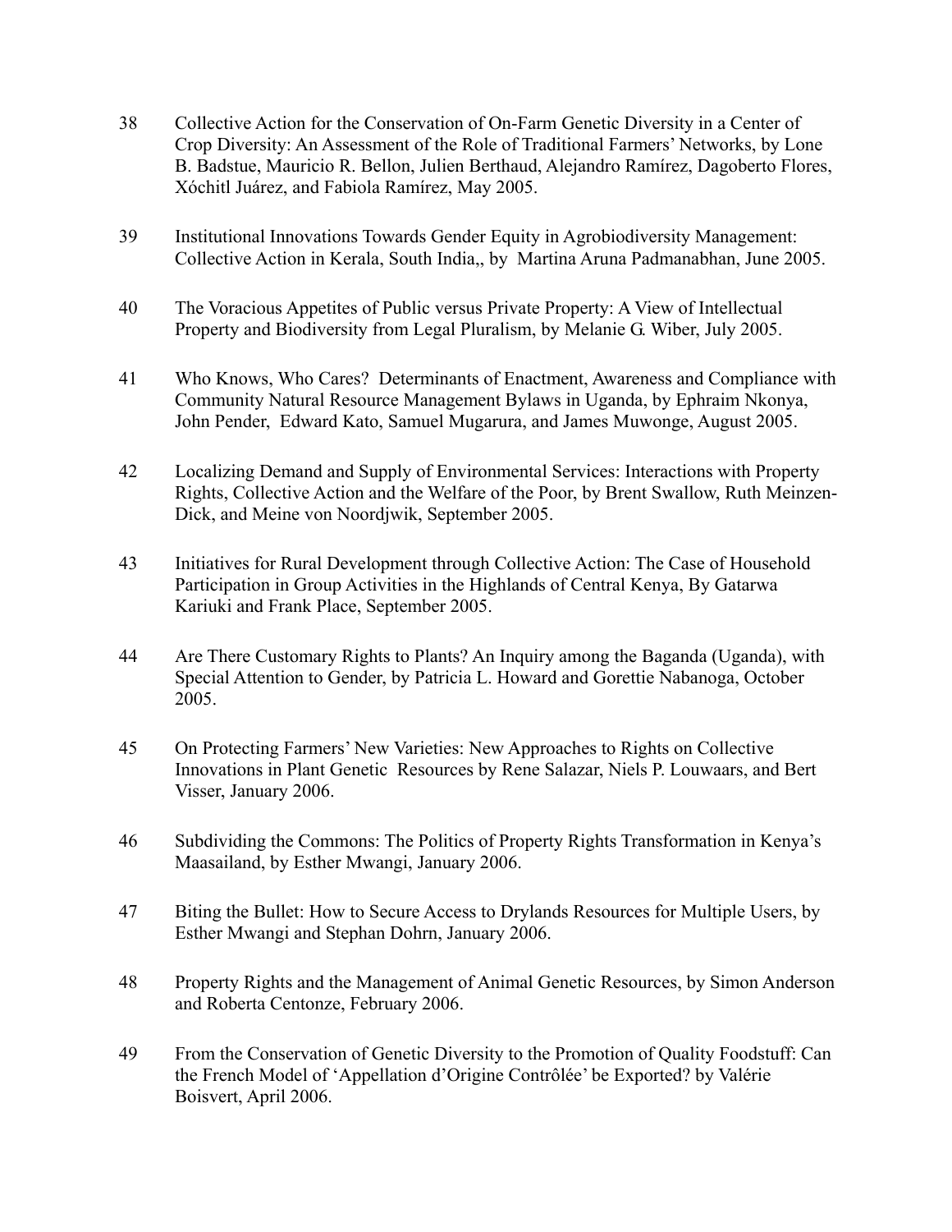38 Collective Action for the Conservation of On-Farm Genetic Diversity in a Center of Crop Diversity: An Assessment of the Role of Traditional Farmers' Networks, by Lone B. Badstue, Mauricio R. Bellon, Julien Berthaud, Alejandro Ramírez, Dagoberto Flores, Xóchitl Juárez, and Fabiola Ramírez, May 2005.

39 Institutional Innovations Towards Gender Equity in Agrobiodiversity Management: Collective Action in Kerala, South India,, by Martina Aruna Padmanabhan, June 2005.

40 The Voracious Appetites of Public versus Private Property: A View of Intellectual Property and Biodiversity from Legal Pluralism, by Melanie G. Wiber, July 2005.

41 Who Knows, Who Cares? Determinants of Enactment, Awareness and Compliance with Community Natural Resource Management Bylaws in Uganda, by Ephraim Nkonya, John Pender, Edward Kato, Samuel Mugarura, and James Muwonge, August 2005.

42 Localizing Demand and Supply of Environmental Services: Interactions with Property Rights, Collective Action and the Welfare of the Poor, by Brent Swallow, Ruth Meinzen-Dick, and Meine von Noordjwik, September 2005.

43 Initiatives for Rural Development through Collective Action: The Case of Household Participation in Group Activities in the Highlands of Central Kenya, By Gatarwa Kariuki and Frank Place, September 2005.

44 Are There Customary Rights to Plants? An Inquiry among the Baganda (Uganda), with Special Attention to Gender, by Patricia L. Howard and Gorettie Nabanoga, October 2005.

45 On Protecting Farmers' New Varieties: New Approaches to Rights on Collective Innovations in Plant Genetic Resources by Rene Salazar, Niels P. Louwaars, and Bert Visser, January 2006.

46 Subdividing the Commons: The Politics of Property Rights Transformation in Kenya's Maasailand, by Esther Mwangi, January 2006.

47 Biting the Bullet: How to Secure Access to Drylands Resources for Multiple Users, by Esther Mwangi and Stephan Dohrn, January 2006.

48 Property Rights and the Management of Animal Genetic Resources, by Simon Anderson and Roberta Centonze, February 2006.

49 From the Conservation of Genetic Diversity to the Promotion of Quality Foodstuff: Can the French Model of 'Appellation d'Origine Contrôlée' be Exported? by Valérie Boisvert, April 2006.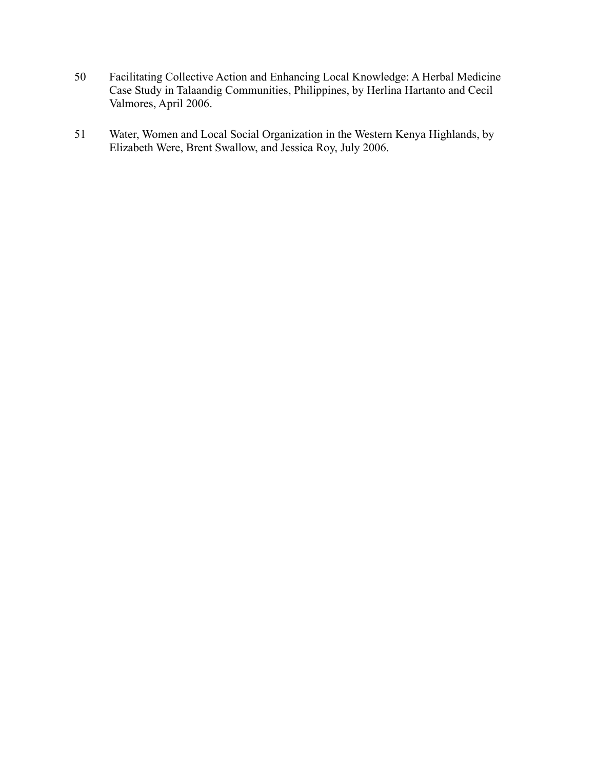50 Facilitating Collective Action and Enhancing Local Knowledge: A Herbal Medicine Case Study in Talaandig Communities, Philippines, by Herlina Hartanto and Cecil Valmores, April 2006.

51 Water, Women and Local Social Organization in the Western Kenya Highlands, by Elizabeth Were, Brent Swallow, and Jessica Roy, July 2006.